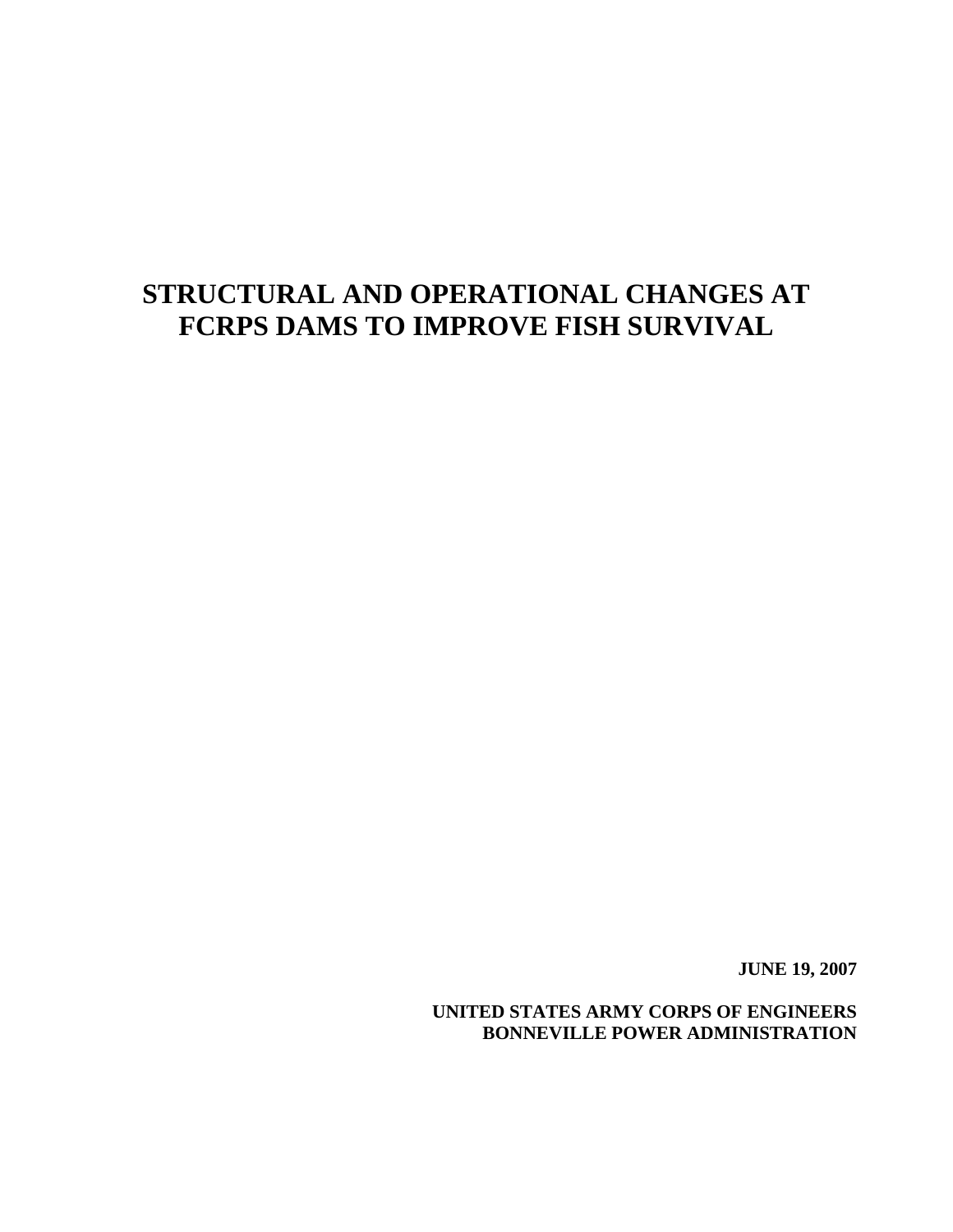# STRUCTURAL AND OPERATIONAL CHANGES AT FCRPS DAMS TO IMPROVE FISH SURVIVAL

**JUNE 19, 2007**

**UNITED STATES ARMY CORPS OF ENGINEERS**
**BONNEVILLE POWER ADMINISTRATION**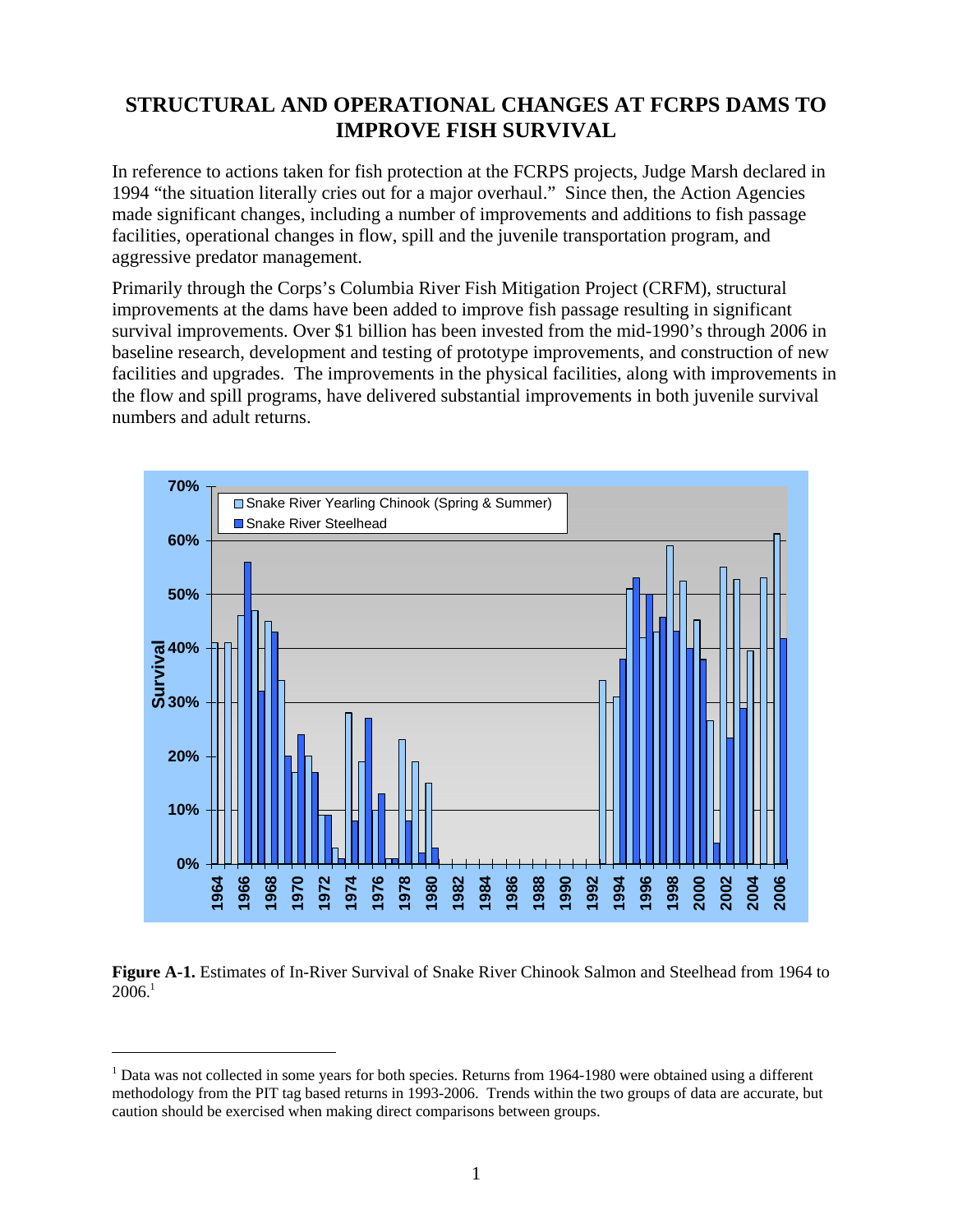# STRUCTURAL AND OPERATIONAL CHANGES AT FCRPS DAMS TO IMPROVE FISH SURVIVAL

In reference to actions taken for fish protection at the FCRPS projects, Judge Marsh declared in 1994 "the situation literally cries out for a major overhaul." Since then, the Action Agencies made significant changes, including a number of improvements and additions to fish passage facilities, operational changes in flow, spill and the juvenile transportation program, and aggressive predator management.

Primarily through the Corps's Columbia River Fish Mitigation Project (CRFM), structural improvements at the dams have been added to improve fish passage resulting in significant survival improvements. Over $1 billion has been invested from the mid-1990's through 2006 in baseline research, development and testing of prototype improvements, and construction of new facilities and upgrades. The improvements in the physical facilities, along with improvements in the flow and spill programs, have delivered substantial improvements in both juvenile survival numbers and adult returns.

**Figure A-1.** Estimates of In-River Survival of Snake River Chinook Salmon and Steelhead from 1964 to 2006.[1]

[1] Data was not collected in some years for both species. Returns from 1964-1980 were obtained using a different methodology from the PIT tag based returns in 1993-2006. Trends within the two groups of data are accurate, but caution should be exercised when making direct comparisons between groups.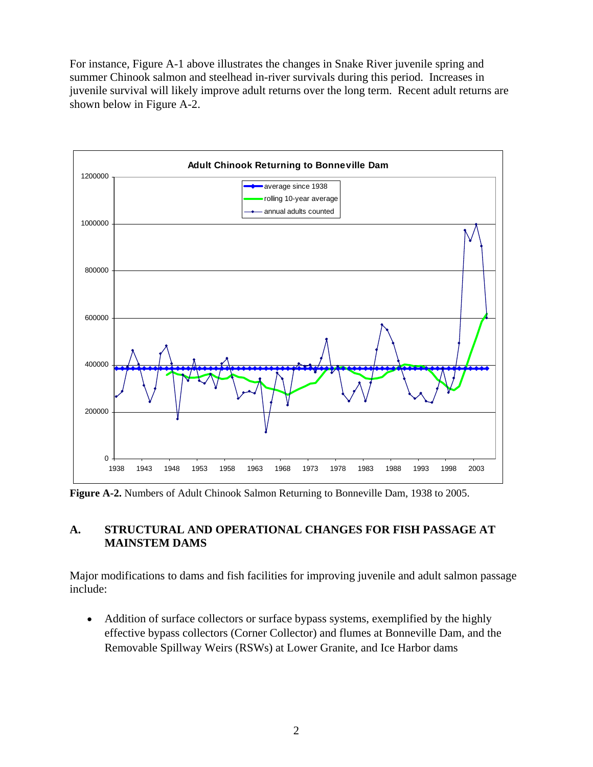For instance, Figure A-1 above illustrates the changes in Snake River juvenile spring and summer Chinook salmon and steelhead in-river survivals during this period. Increases in juvenile survival will likely improve adult returns over the long term. Recent adult returns are shown below in Figure A-2.

**Figure A-2.** Numbers of Adult Chinook Salmon Returning to Bonneville Dam, 1938 to 2005.

## A. STRUCTURAL AND OPERATIONAL CHANGES FOR FISH PASSAGE AT MAINSTEM DAMS

Major modifications to dams and fish facilities for improving juvenile and adult salmon passage include:

- Addition of surface collectors or surface bypass systems, exemplified by the highly effective bypass collectors (Corner Collector) and flumes at Bonneville Dam, and the Removable Spillway Weirs (RSWs) at Lower Granite, and Ice Harbor dams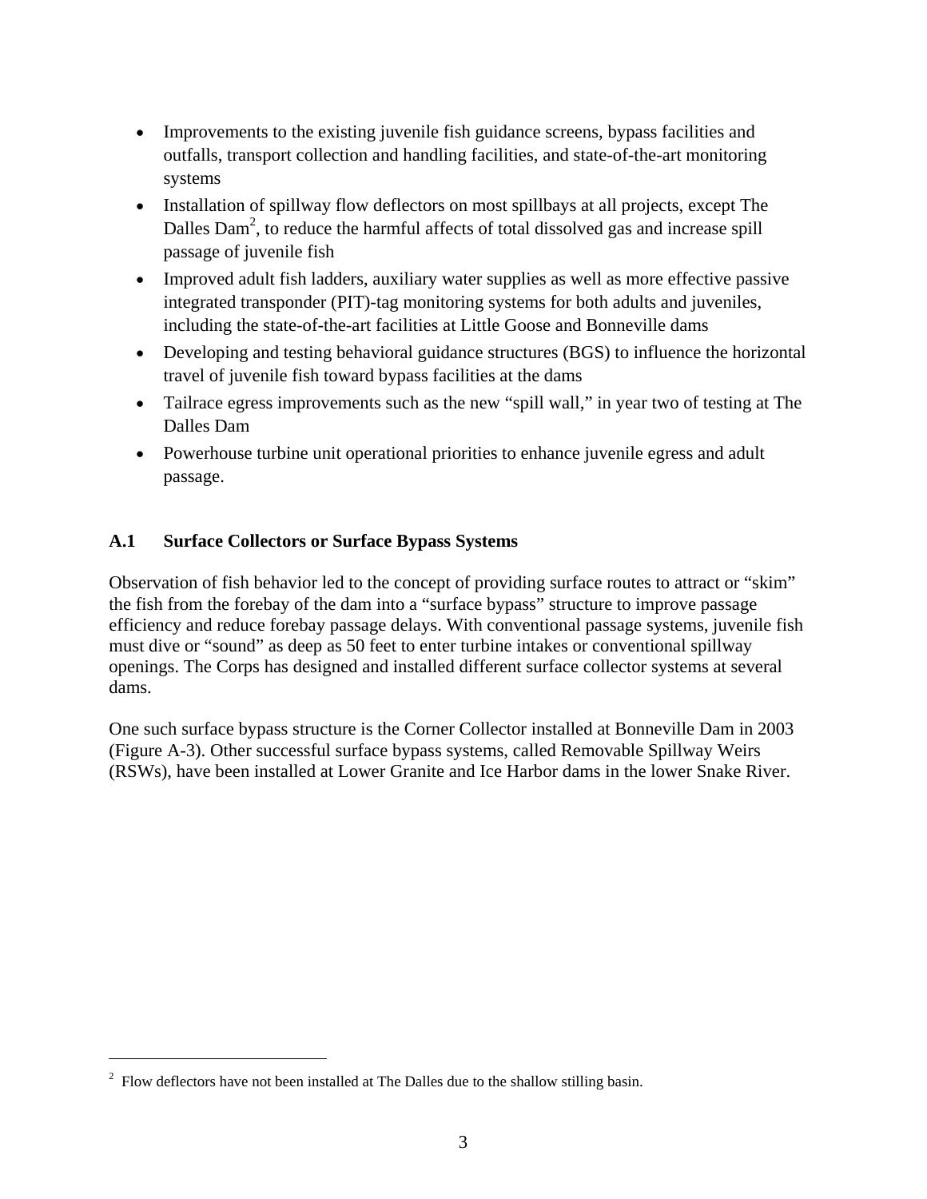- Improvements to the existing juvenile fish guidance screens, bypass facilities and outfalls, transport collection and handling facilities, and state-of-the-art monitoring systems
- Installation of spillway flow deflectors on most spillbays at all projects, except The Dalles Dam[2], to reduce the harmful affects of total dissolved gas and increase spill passage of juvenile fish
- Improved adult fish ladders, auxiliary water supplies as well as more effective passive integrated transponder (PIT)-tag monitoring systems for both adults and juveniles, including the state-of-the-art facilities at Little Goose and Bonneville dams
- Developing and testing behavioral guidance structures (BGS) to influence the horizontal travel of juvenile fish toward bypass facilities at the dams
- Tailrace egress improvements such as the new "spill wall," in year two of testing at The Dalles Dam
- Powerhouse turbine unit operational priorities to enhance juvenile egress and adult passage.

### A.1 Surface Collectors or Surface Bypass Systems

Observation of fish behavior led to the concept of providing surface routes to attract or "skim" the fish from the forebay of the dam into a "surface bypass" structure to improve passage efficiency and reduce forebay passage delays. With conventional passage systems, juvenile fish must dive or "sound" as deep as 50 feet to enter turbine intakes or conventional spillway openings. The Corps has designed and installed different surface collector systems at several dams.

One such surface bypass structure is the Corner Collector installed at Bonneville Dam in 2003 (Figure A-3). Other successful surface bypass systems, called Removable Spillway Weirs (RSWs), have been installed at Lower Granite and Ice Harbor dams in the lower Snake River.

---

[2] Flow deflectors have not been installed at The Dalles due to the shallow stilling basin.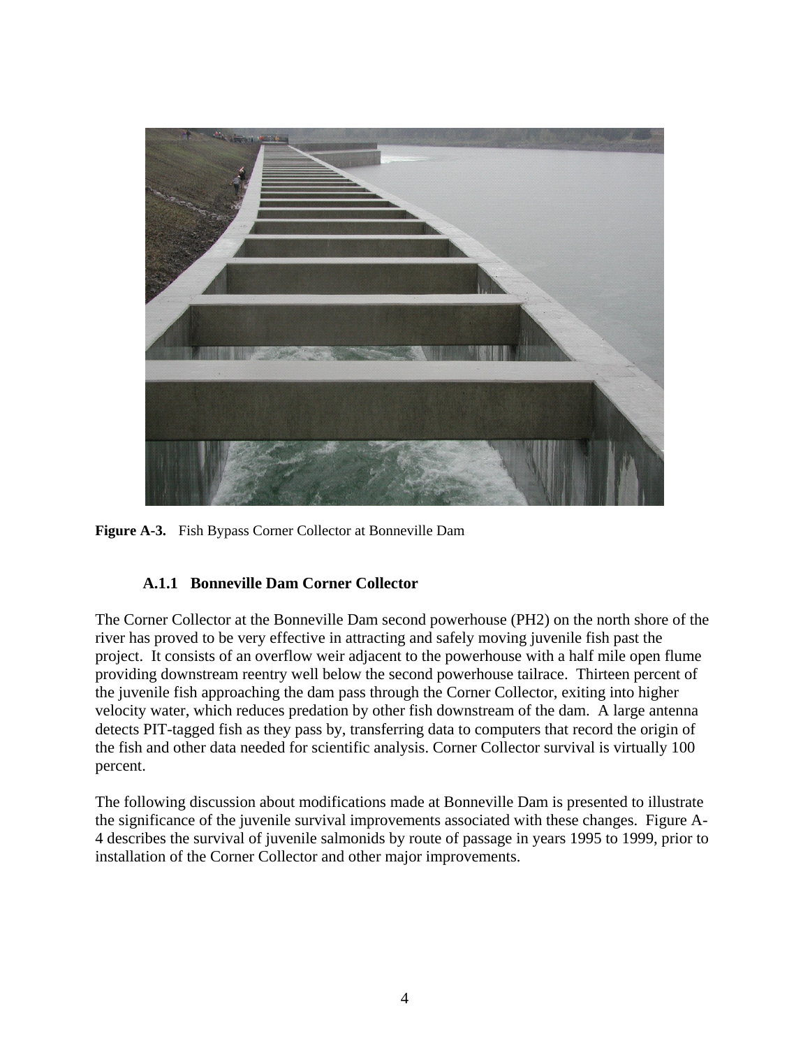**Figure A-3.** Fish Bypass Corner Collector at Bonneville Dam

### A.1.1 Bonneville Dam Corner Collector

The Corner Collector at the Bonneville Dam second powerhouse (PH2) on the north shore of the river has proved to be very effective in attracting and safely moving juvenile fish past the project. It consists of an overflow weir adjacent to the powerhouse with a half mile open flume providing downstream reentry well below the second powerhouse tailrace. Thirteen percent of the juvenile fish approaching the dam pass through the Corner Collector, exiting into higher velocity water, which reduces predation by other fish downstream of the dam. A large antenna detects PIT-tagged fish as they pass by, transferring data to computers that record the origin of the fish and other data needed for scientific analysis. Corner Collector survival is virtually 100 percent.

The following discussion about modifications made at Bonneville Dam is presented to illustrate the significance of the juvenile survival improvements associated with these changes. Figure A-4 describes the survival of juvenile salmonids by route of passage in years 1995 to 1999, prior to installation of the Corner Collector and other major improvements.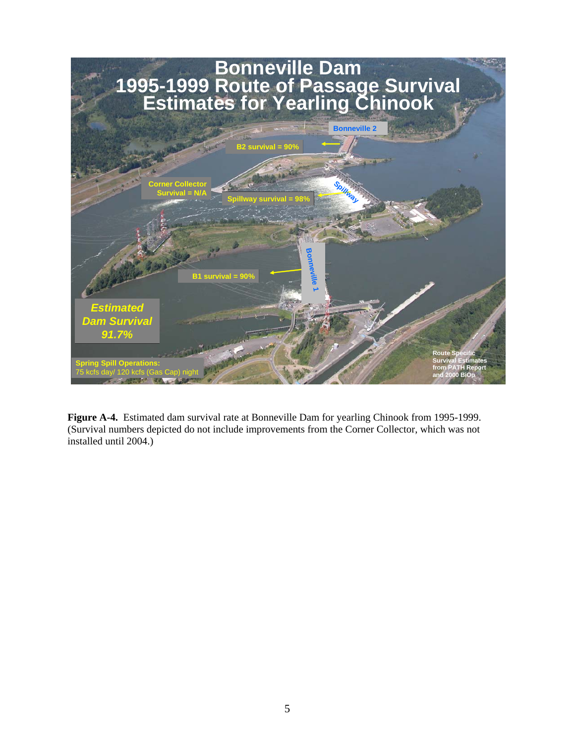**Figure A-4.** Estimated dam survival rate at Bonneville Dam for yearling Chinook from 1995-1999. (Survival numbers depicted do not include improvements from the Corner Collector, which was not installed until 2004.)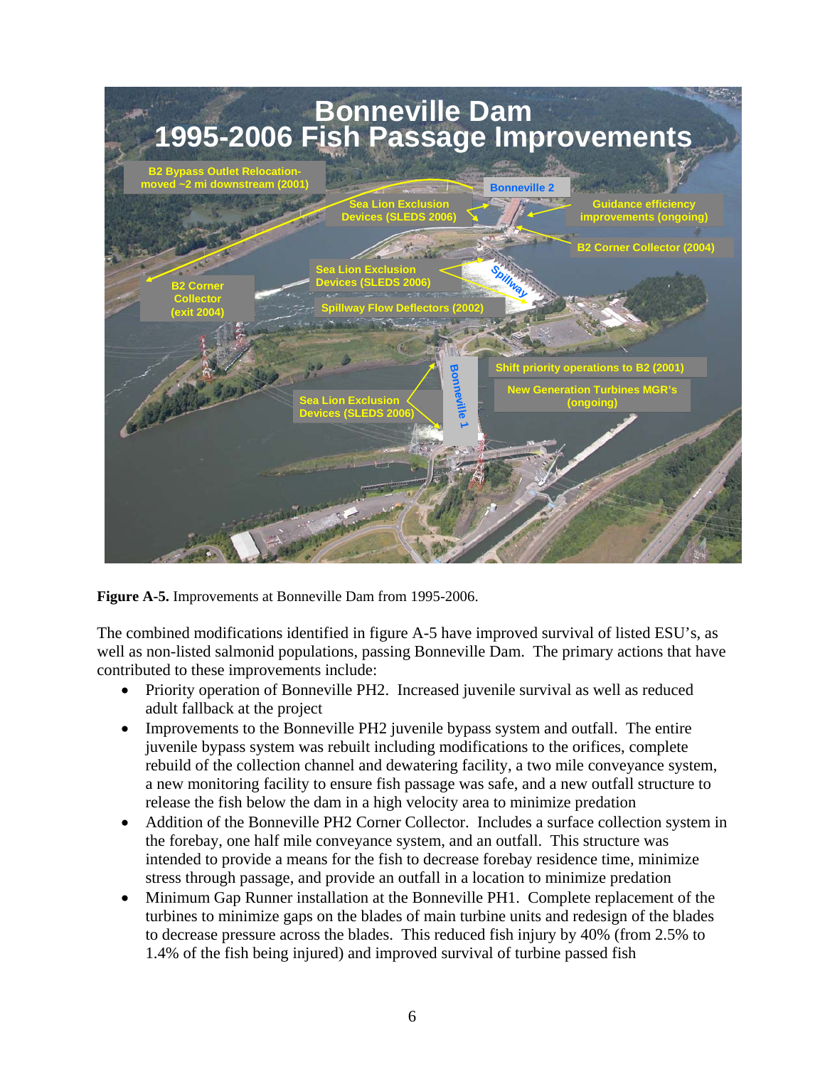**Figure A-5.** Improvements at Bonneville Dam from 1995-2006.

The combined modifications identified in figure A-5 have improved survival of listed ESU's, as well as non-listed salmonid populations, passing Bonneville Dam. The primary actions that have contributed to these improvements include:

- Priority operation of Bonneville PH2. Increased juvenile survival as well as reduced adult fallback at the project
- Improvements to the Bonneville PH2 juvenile bypass system and outfall. The entire juvenile bypass system was rebuilt including modifications to the orifices, complete rebuild of the collection channel and dewatering facility, a two mile conveyance system, a new monitoring facility to ensure fish passage was safe, and a new outfall structure to release the fish below the dam in a high velocity area to minimize predation
- Addition of the Bonneville PH2 Corner Collector. Includes a surface collection system in the forebay, one half mile conveyance system, and an outfall. This structure was intended to provide a means for the fish to decrease forebay residence time, minimize stress through passage, and provide an outfall in a location to minimize predation
- Minimum Gap Runner installation at the Bonneville PH1. Complete replacement of the turbines to minimize gaps on the blades of main turbine units and redesign of the blades to decrease pressure across the blades. This reduced fish injury by 40% (from 2.5% to 1.4% of the fish being injured) and improved survival of turbine passed fish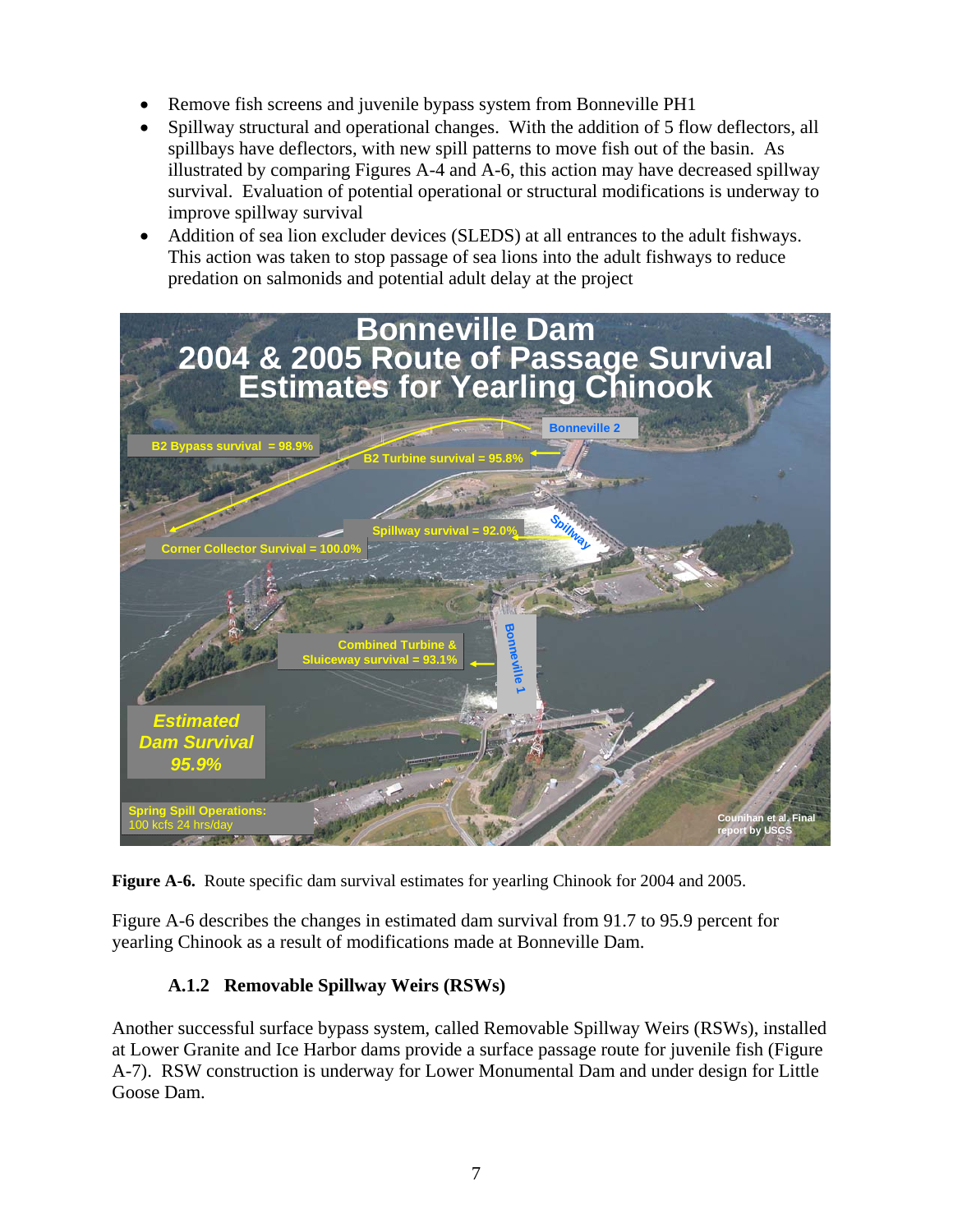- Remove fish screens and juvenile bypass system from Bonneville PH1
- Spillway structural and operational changes. With the addition of 5 flow deflectors, all spillbays have deflectors, with new spill patterns to move fish out of the basin. As illustrated by comparing Figures A-4 and A-6, this action may have decreased spillway survival. Evaluation of potential operational or structural modifications is underway to improve spillway survival
- Addition of sea lion excluder devices (SLEDS) at all entrances to the adult fishways. This action was taken to stop passage of sea lions into the adult fishways to reduce predation on salmonids and potential adult delay at the project

**Figure A-6.** Route specific dam survival estimates for yearling Chinook for 2004 and 2005.

Figure A-6 describes the changes in estimated dam survival from 91.7 to 95.9 percent for yearling Chinook as a result of modifications made at Bonneville Dam.

### A.1.2 Removable Spillway Weirs (RSWs)

Another successful surface bypass system, called Removable Spillway Weirs (RSWs), installed at Lower Granite and Ice Harbor dams provide a surface passage route for juvenile fish (Figure A-7). RSW construction is underway for Lower Monumental Dam and under design for Little Goose Dam.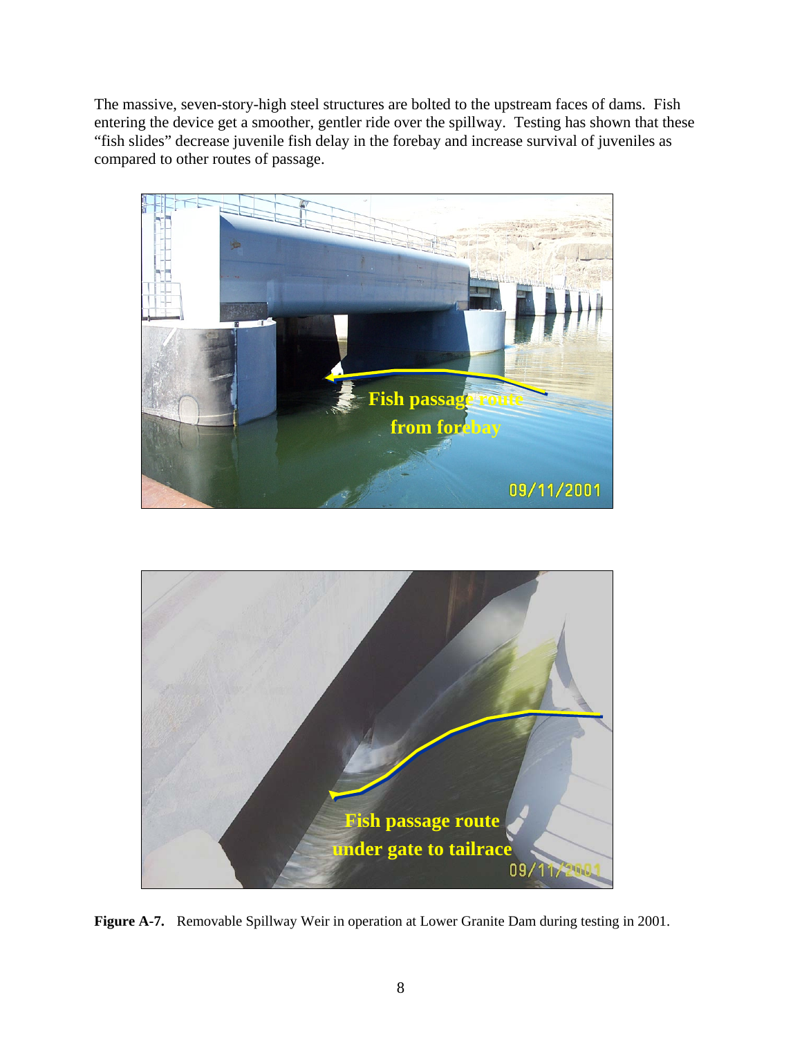The massive, seven-story-high steel structures are bolted to the upstream faces of dams. Fish entering the device get a smoother, gentler ride over the spillway. Testing has shown that these "fish slides" decrease juvenile fish delay in the forebay and increase survival of juveniles as compared to other routes of passage.

**Figure A-7.** Removable Spillway Weir in operation at Lower Granite Dam during testing in 2001.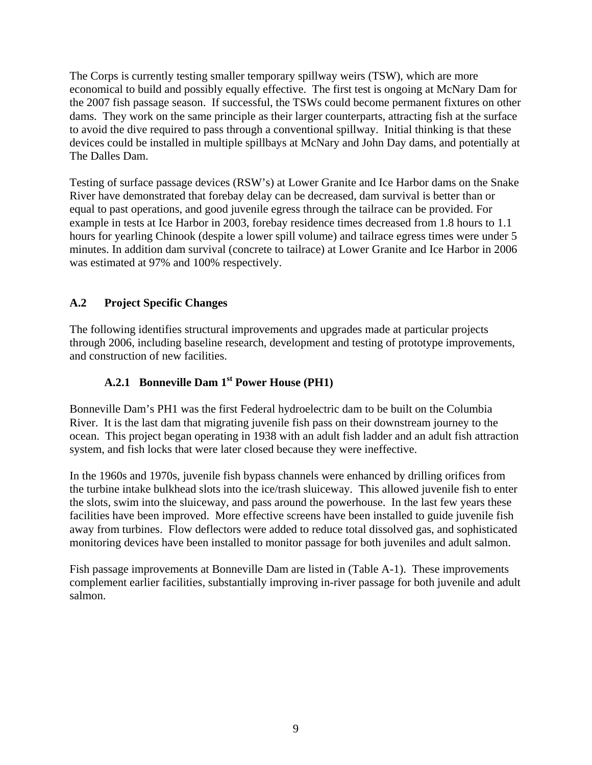The Corps is currently testing smaller temporary spillway weirs (TSW), which are more economical to build and possibly equally effective. The first test is ongoing at McNary Dam for the 2007 fish passage season. If successful, the TSWs could become permanent fixtures on other dams. They work on the same principle as their larger counterparts, attracting fish at the surface to avoid the dive required to pass through a conventional spillway. Initial thinking is that these devices could be installed in multiple spillbays at McNary and John Day dams, and potentially at The Dalles Dam.

Testing of surface passage devices (RSW's) at Lower Granite and Ice Harbor dams on the Snake River have demonstrated that forebay delay can be decreased, dam survival is better than or equal to past operations, and good juvenile egress through the tailrace can be provided. For example in tests at Ice Harbor in 2003, forebay residence times decreased from 1.8 hours to 1.1 hours for yearling Chinook (despite a lower spill volume) and tailrace egress times were under 5 minutes. In addition dam survival (concrete to tailrace) at Lower Granite and Ice Harbor in 2006 was estimated at 97% and 100% respectively.

## A.2 Project Specific Changes

The following identifies structural improvements and upgrades made at particular projects through 2006, including baseline research, development and testing of prototype improvements, and construction of new facilities.

### A.2.1 Bonneville Dam 1st Power House (PH1)

Bonneville Dam's PH1 was the first Federal hydroelectric dam to be built on the Columbia River. It is the last dam that migrating juvenile fish pass on their downstream journey to the ocean. This project began operating in 1938 with an adult fish ladder and an adult fish attraction system, and fish locks that were later closed because they were ineffective.

In the 1960s and 1970s, juvenile fish bypass channels were enhanced by drilling orifices from the turbine intake bulkhead slots into the ice/trash sluiceway. This allowed juvenile fish to enter the slots, swim into the sluiceway, and pass around the powerhouse. In the last few years these facilities have been improved. More effective screens have been installed to guide juvenile fish away from turbines. Flow deflectors were added to reduce total dissolved gas, and sophisticated monitoring devices have been installed to monitor passage for both juveniles and adult salmon.

Fish passage improvements at Bonneville Dam are listed in (Table A-1). These improvements complement earlier facilities, substantially improving in-river passage for both juvenile and adult salmon.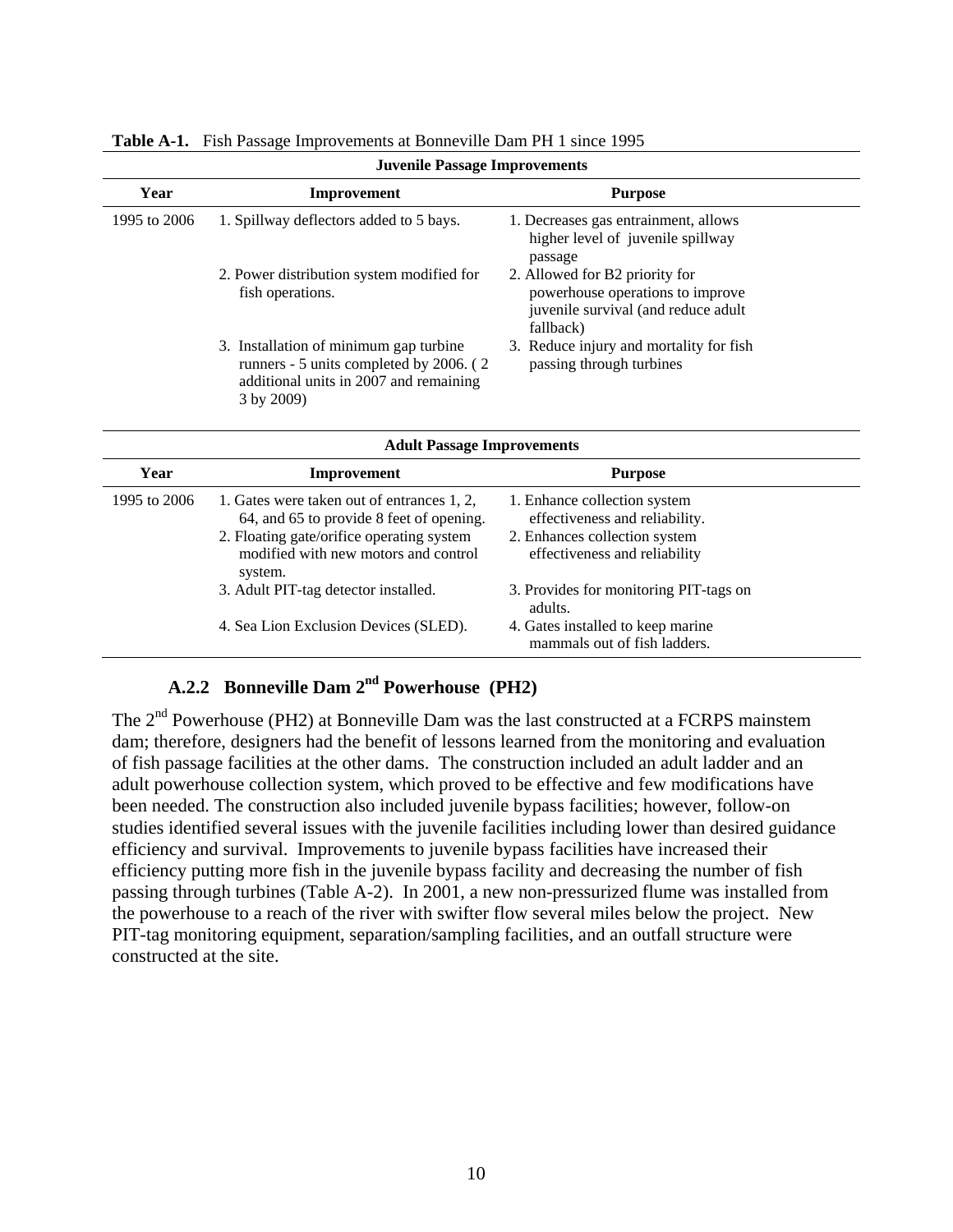**Table A-1.** Fish Passage Improvements at Bonneville Dam PH 1 since 1995

| Juvenile Passage Improvements | | |
|---|---|---|
| **Year** | **Improvement** | **Purpose** |
| 1995 to 2006 | 1. Spillway deflectors added to 5 bays. | 1. Decreases gas entrainment, allows higher level of juvenile spillway passage |
| | 2. Power distribution system modified for fish operations. | 2. Allowed for B2 priority for powerhouse operations to improve juvenile survival (and reduce adult fallback) |
| | 3. Installation of minimum gap turbine runners - 5 units completed by 2006. ( 2 additional units in 2007 and remaining 3 by 2009) | 3. Reduce injury and mortality for fish passing through turbines |

| Adult Passage Improvements | | |
|---|---|---|
| **Year** | **Improvement** | **Purpose** |
| 1995 to 2006 | 1. Gates were taken out of entrances 1, 2, 64, and 65 to provide 8 feet of opening. | 1. Enhance collection system effectiveness and reliability. |
| | 2. Floating gate/orifice operating system modified with new motors and control system. | 2. Enhances collection system effectiveness and reliability |
| | 3. Adult PIT-tag detector installed. | 3. Provides for monitoring PIT-tags on adults. |
| | 4. Sea Lion Exclusion Devices (SLED). | 4. Gates installed to keep marine mammals out of fish ladders. |

### A.2.2 Bonneville Dam 2nd Powerhouse (PH2)

The 2nd Powerhouse (PH2) at Bonneville Dam was the last constructed at a FCRPS mainstem dam; therefore, designers had the benefit of lessons learned from the monitoring and evaluation of fish passage facilities at the other dams. The construction included an adult ladder and an adult powerhouse collection system, which proved to be effective and few modifications have been needed. The construction also included juvenile bypass facilities; however, follow-on studies identified several issues with the juvenile facilities including lower than desired guidance efficiency and survival. Improvements to juvenile bypass facilities have increased their efficiency putting more fish in the juvenile bypass facility and decreasing the number of fish passing through turbines (Table A-2). In 2001, a new non-pressurized flume was installed from the powerhouse to a reach of the river with swifter flow several miles below the project. New PIT-tag monitoring equipment, separation/sampling facilities, and an outfall structure were constructed at the site.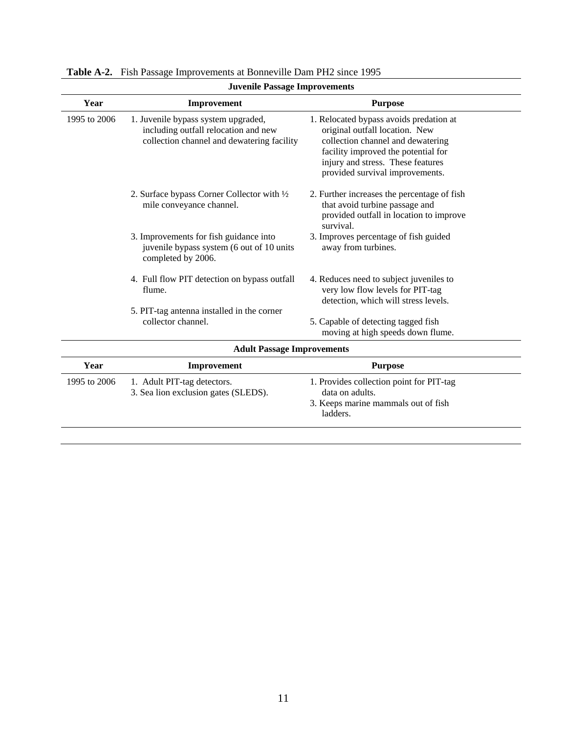**Table A-2.** Fish Passage Improvements at Bonneville Dam PH2 since 1995

| Juvenile Passage Improvements | | |
|---|---|---|
| **Year** | **Improvement** | **Purpose** |
| 1995 to 2006 | 1. Juvenile bypass system upgraded, including outfall relocation and new collection channel and dewatering facility | 1. Relocated bypass avoids predation at original outfall location. New collection channel and dewatering facility improved the potential for injury and stress. These features provided survival improvements. |
| | 2. Surface bypass Corner Collector with ½ mile conveyance channel. | 2. Further increases the percentage of fish that avoid turbine passage and provided outfall in location to improve survival. |
| | 3. Improvements for fish guidance into juvenile bypass system (6 out of 10 units completed by 2006. | 3. Improves percentage of fish guided away from turbines. |
| | 4. Full flow PIT detection on bypass outfall flume. | 4. Reduces need to subject juveniles to very low flow levels for PIT-tag detection, which will stress levels. |
| | 5. PIT-tag antenna installed in the corner collector channel. | 5. Capable of detecting tagged fish moving at high speeds down flume. |
| **Adult Passage Improvements** | | |
| **Year** | **Improvement** | **Purpose** |
| 1995 to 2006 | 1. Adult PIT-tag detectors.<br>3. Sea lion exclusion gates (SLEDS). | 1. Provides collection point for PIT-tag data on adults.<br>3. Keeps marine mammals out of fish ladders. |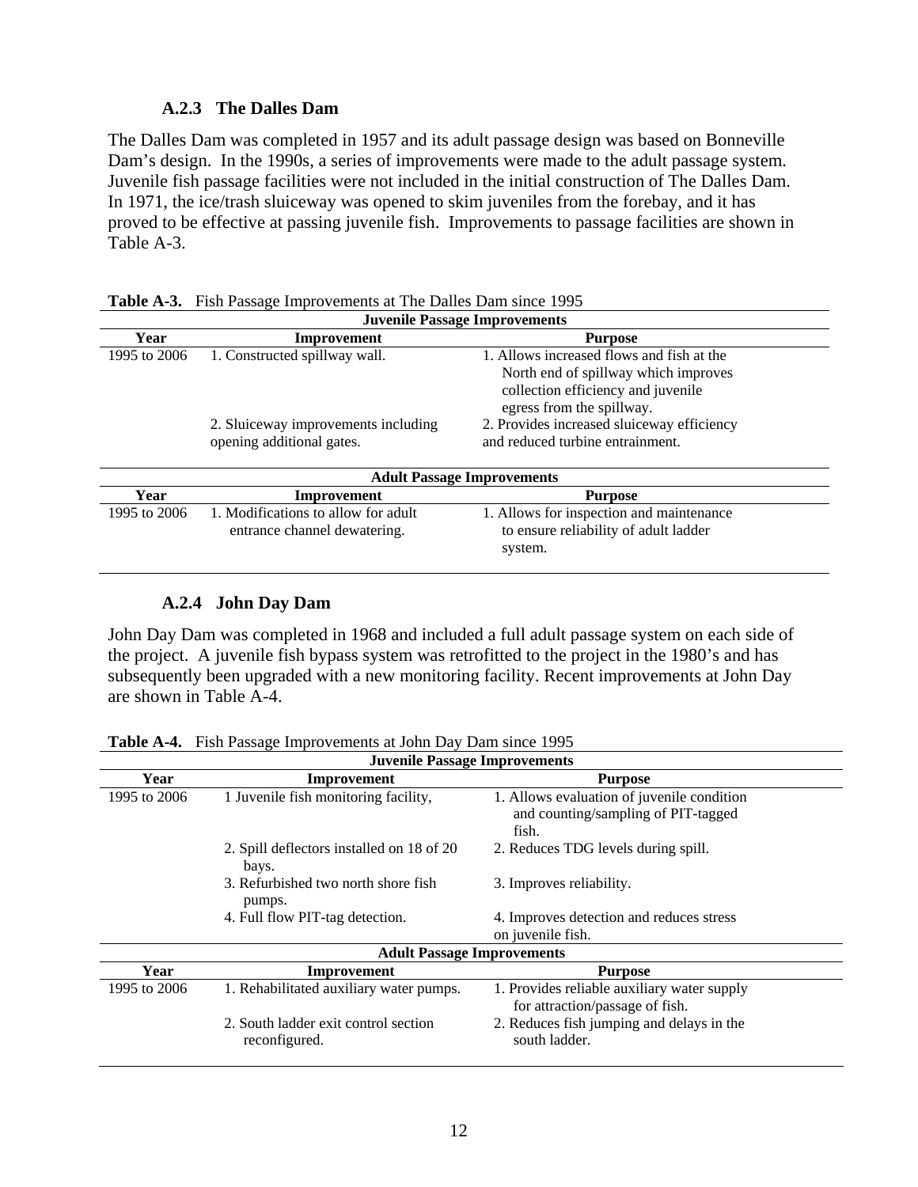### A.2.3 The Dalles Dam

The Dalles Dam was completed in 1957 and its adult passage design was based on Bonneville Dam's design. In the 1990s, a series of improvements were made to the adult passage system. Juvenile fish passage facilities were not included in the initial construction of The Dalles Dam. In 1971, the ice/trash sluiceway was opened to skim juveniles from the forebay, and it has proved to be effective at passing juvenile fish. Improvements to passage facilities are shown in Table A-3.

**Table A-3.** Fish Passage Improvements at The Dalles Dam since 1995

| Juvenile Passage Improvements | | |
|---|---|---|
| **Year** | **Improvement** | **Purpose** |
| 1995 to 2006 | 1. Constructed spillway wall. | 1. Allows increased flows and fish at the North end of spillway which improves collection efficiency and juvenile egress from the spillway. |
| | 2. Sluiceway improvements including opening additional gates. | 2. Provides increased sluiceway efficiency and reduced turbine entrainment. |
| **Adult Passage Improvements** | | |
| **Year** | **Improvement** | **Purpose** |
| 1995 to 2006 | 1. Modifications to allow for adult entrance channel dewatering. | 1. Allows for inspection and maintenance to ensure reliability of adult ladder system. |

### A.2.4 John Day Dam

John Day Dam was completed in 1968 and included a full adult passage system on each side of the project. A juvenile fish bypass system was retrofitted to the project in the 1980's and has subsequently been upgraded with a new monitoring facility. Recent improvements at John Day are shown in Table A-4.

**Table A-4.** Fish Passage Improvements at John Day Dam since 1995

| Juvenile Passage Improvements | | |
|---|---|---|
| **Year** | **Improvement** | **Purpose** |
| 1995 to 2006 | 1 Juvenile fish monitoring facility, | 1. Allows evaluation of juvenile condition and counting/sampling of PIT-tagged fish. |
| | 2. Spill deflectors installed on 18 of 20 bays. | 2. Reduces TDG levels during spill. |
| | 3. Refurbished two north shore fish pumps. | 3. Improves reliability. |
| | 4. Full flow PIT-tag detection. | 4. Improves detection and reduces stress on juvenile fish. |
| **Adult Passage Improvements** | | |
| **Year** | **Improvement** | **Purpose** |
| 1995 to 2006 | 1. Rehabilitated auxiliary water pumps. | 1. Provides reliable auxiliary water supply for attraction/passage of fish. |
| | 2. South ladder exit control section reconfigured. | 2. Reduces fish jumping and delays in the south ladder. |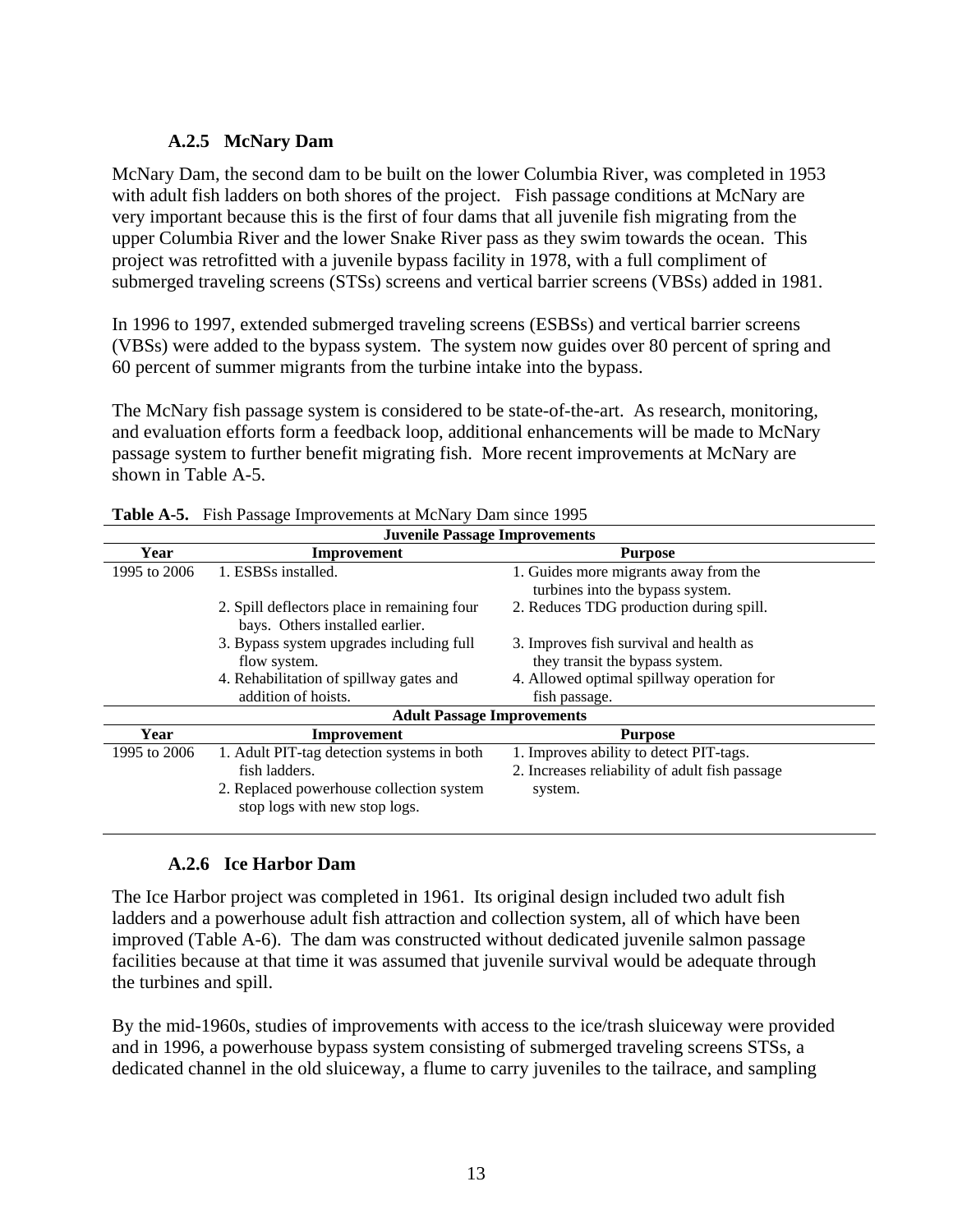### A.2.5 McNary Dam

McNary Dam, the second dam to be built on the lower Columbia River, was completed in 1953 with adult fish ladders on both shores of the project. Fish passage conditions at McNary are very important because this is the first of four dams that all juvenile fish migrating from the upper Columbia River and the lower Snake River pass as they swim towards the ocean. This project was retrofitted with a juvenile bypass facility in 1978, with a full compliment of submerged traveling screens (STSs) screens and vertical barrier screens (VBSs) added in 1981.

In 1996 to 1997, extended submerged traveling screens (ESBSs) and vertical barrier screens (VBSs) were added to the bypass system. The system now guides over 80 percent of spring and 60 percent of summer migrants from the turbine intake into the bypass.

The McNary fish passage system is considered to be state-of-the-art. As research, monitoring, and evaluation efforts form a feedback loop, additional enhancements will be made to McNary passage system to further benefit migrating fish. More recent improvements at McNary are shown in Table A-5.

**Table A-5.** Fish Passage Improvements at McNary Dam since 1995

| **Juvenile Passage Improvements** | | |
|---|---|---|
| **Year** | **Improvement** | **Purpose** |
| 1995 to 2006 | 1. ESBSs installed. | 1. Guides more migrants away from the turbines into the bypass system. |
| | 2. Spill deflectors place in remaining four bays. Others installed earlier. | 2. Reduces TDG production during spill. |
| | 3. Bypass system upgrades including full flow system. | 3. Improves fish survival and health as they transit the bypass system. |
| | 4. Rehabilitation of spillway gates and addition of hoists. | 4. Allowed optimal spillway operation for fish passage. |
| **Adult Passage Improvements** | | |
| **Year** | **Improvement** | **Purpose** |
| 1995 to 2006 | 1. Adult PIT-tag detection systems in both fish ladders. | 1. Improves ability to detect PIT-tags. |
| | 2. Replaced powerhouse collection system stop logs with new stop logs. | 2. Increases reliability of adult fish passage system. |

### A.2.6 Ice Harbor Dam

The Ice Harbor project was completed in 1961. Its original design included two adult fish ladders and a powerhouse adult fish attraction and collection system, all of which have been improved (Table A-6). The dam was constructed without dedicated juvenile salmon passage facilities because at that time it was assumed that juvenile survival would be adequate through the turbines and spill.

By the mid-1960s, studies of improvements with access to the ice/trash sluiceway were provided and in 1996, a powerhouse bypass system consisting of submerged traveling screens STSs, a dedicated channel in the old sluiceway, a flume to carry juveniles to the tailrace, and sampling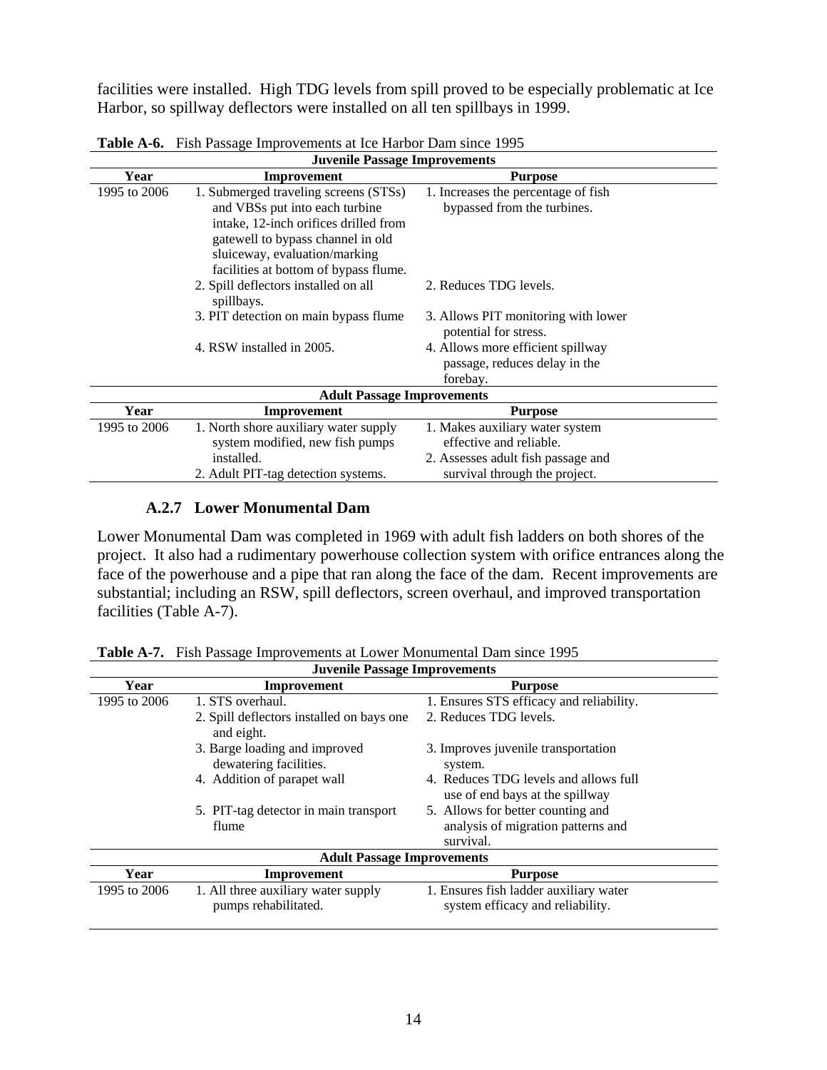facilities were installed. High TDG levels from spill proved to be especially problematic at Ice Harbor, so spillway deflectors were installed on all ten spillbays in 1999.

**Table A-6.** Fish Passage Improvements at Ice Harbor Dam since 1995

| Juvenile Passage Improvements | | |
|---|---|---|
| **Year** | **Improvement** | **Purpose** |
| 1995 to 2006 | 1. Submerged traveling screens (STSs) and VBSs put into each turbine intake, 12-inch orifices drilled from gatewell to bypass channel in old sluiceway, evaluation/marking facilities at bottom of bypass flume. | 1. Increases the percentage of fish bypassed from the turbines. |
| | 2. Spill deflectors installed on all spillbays. | 2. Reduces TDG levels. |
| | 3. PIT detection on main bypass flume | 3. Allows PIT monitoring with lower potential for stress. |
| | 4. RSW installed in 2005. | 4. Allows more efficient spillway passage, reduces delay in the forebay. |
| **Adult Passage Improvements** | | |
| **Year** | **Improvement** | **Purpose** |
| 1995 to 2006 | 1. North shore auxiliary water supply system modified, new fish pumps installed. | 1. Makes auxiliary water system effective and reliable. |
| | 2. Adult PIT-tag detection systems. | 2. Assesses adult fish passage and survival through the project. |

### A.2.7 Lower Monumental Dam

Lower Monumental Dam was completed in 1969 with adult fish ladders on both shores of the project. It also had a rudimentary powerhouse collection system with orifice entrances along the face of the powerhouse and a pipe that ran along the face of the dam. Recent improvements are substantial; including an RSW, spill deflectors, screen overhaul, and improved transportation facilities (Table A-7).

**Table A-7.** Fish Passage Improvements at Lower Monumental Dam since 1995

| Juvenile Passage Improvements | | |
|---|---|---|
| **Year** | **Improvement** | **Purpose** |
| 1995 to 2006 | 1. STS overhaul. | 1. Ensures STS efficacy and reliability. |
| | 2. Spill deflectors installed on bays one and eight. | 2. Reduces TDG levels. |
| | 3. Barge loading and improved dewatering facilities. | 3. Improves juvenile transportation system. |
| | 4. Addition of parapet wall | 4. Reduces TDG levels and allows full use of end bays at the spillway |
| | 5. PIT-tag detector in main transport flume | 5. Allows for better counting and analysis of migration patterns and survival. |
| **Adult Passage Improvements** | | |
| **Year** | **Improvement** | **Purpose** |
| 1995 to 2006 | 1. All three auxiliary water supply pumps rehabilitated. | 1. Ensures fish ladder auxiliary water system efficacy and reliability. |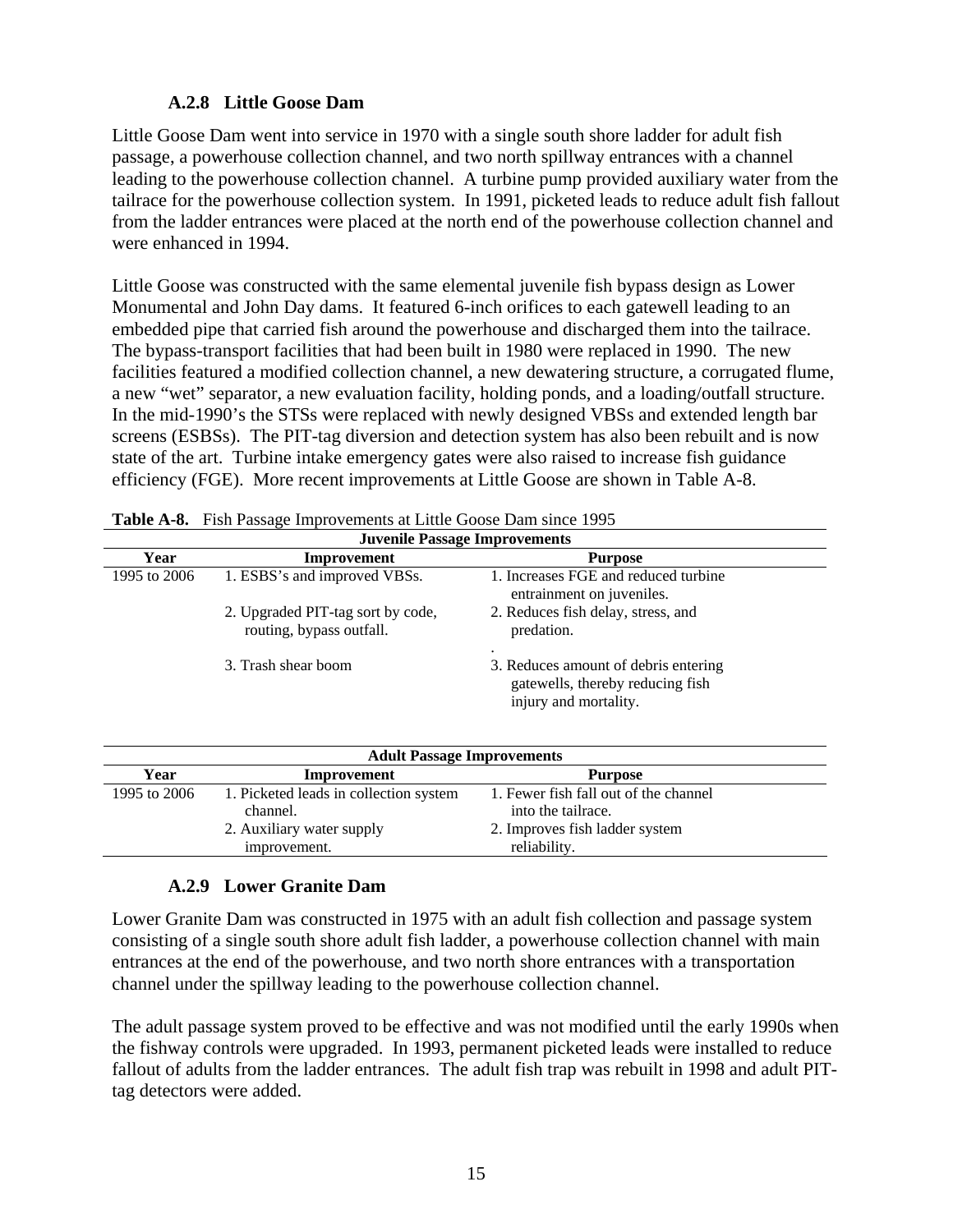### A.2.8 Little Goose Dam

Little Goose Dam went into service in 1970 with a single south shore ladder for adult fish passage, a powerhouse collection channel, and two north spillway entrances with a channel leading to the powerhouse collection channel. A turbine pump provided auxiliary water from the tailrace for the powerhouse collection system. In 1991, picketed leads to reduce adult fish fallout from the ladder entrances were placed at the north end of the powerhouse collection channel and were enhanced in 1994.

Little Goose was constructed with the same elemental juvenile fish bypass design as Lower Monumental and John Day dams. It featured 6-inch orifices to each gatewell leading to an embedded pipe that carried fish around the powerhouse and discharged them into the tailrace. The bypass-transport facilities that had been built in 1980 were replaced in 1990. The new facilities featured a modified collection channel, a new dewatering structure, a corrugated flume, a new "wet" separator, a new evaluation facility, holding ponds, and a loading/outfall structure. In the mid-1990's the STSs were replaced with newly designed VBSs and extended length bar screens (ESBSs). The PIT-tag diversion and detection system has also been rebuilt and is now state of the art. Turbine intake emergency gates were also raised to increase fish guidance efficiency (FGE). More recent improvements at Little Goose are shown in Table A-8.

**Table A-8.** Fish Passage Improvements at Little Goose Dam since 1995

| **Juvenile Passage Improvements** | | |
|---|---|---|
| **Year** | **Improvement** | **Purpose** |
| 1995 to 2006 | 1. ESBS's and improved VBSs. | 1. Increases FGE and reduced turbine entrainment on juveniles. |
| | 2. Upgraded PIT-tag sort by code, routing, bypass outfall. | 2. Reduces fish delay, stress, and predation. |
| | 3. Trash shear boom | 3. Reduces amount of debris entering gatewells, thereby reducing fish injury and mortality. |

| **Adult Passage Improvements** | | |
|---|---|---|
| **Year** | **Improvement** | **Purpose** |
| 1995 to 2006 | 1. Picketed leads in collection system channel. | 1. Fewer fish fall out of the channel into the tailrace. |
| | 2. Auxiliary water supply improvement. | 2. Improves fish ladder system reliability. |

### A.2.9 Lower Granite Dam

Lower Granite Dam was constructed in 1975 with an adult fish collection and passage system consisting of a single south shore adult fish ladder, a powerhouse collection channel with main entrances at the end of the powerhouse, and two north shore entrances with a transportation channel under the spillway leading to the powerhouse collection channel.

The adult passage system proved to be effective and was not modified until the early 1990s when the fishway controls were upgraded. In 1993, permanent picketed leads were installed to reduce fallout of adults from the ladder entrances. The adult fish trap was rebuilt in 1998 and adult PIT-tag detectors were added.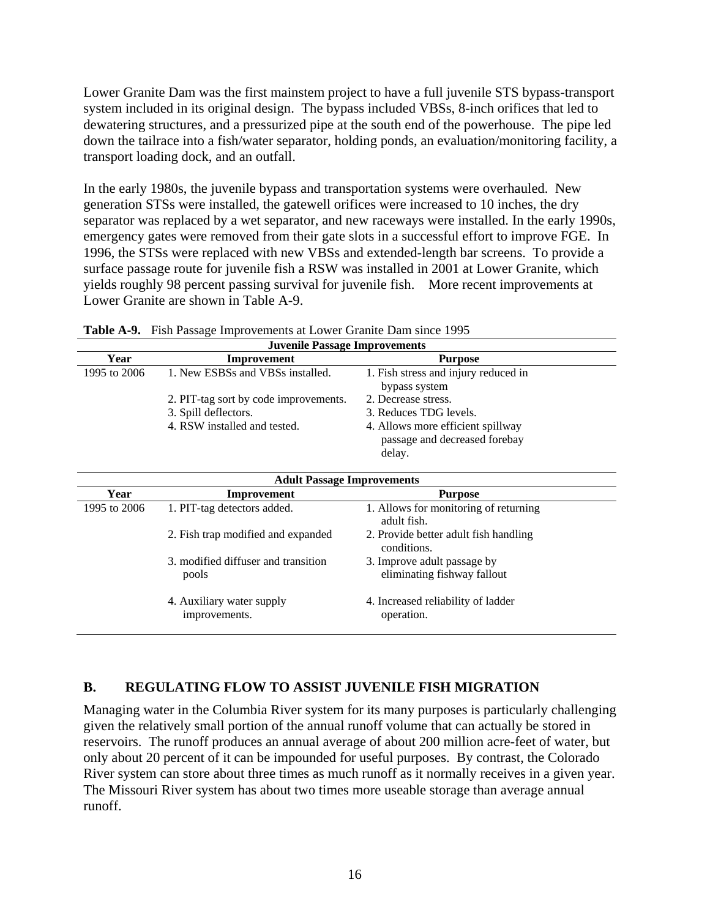Lower Granite Dam was the first mainstem project to have a full juvenile STS bypass-transport system included in its original design. The bypass included VBSs, 8-inch orifices that led to dewatering structures, and a pressurized pipe at the south end of the powerhouse. The pipe led down the tailrace into a fish/water separator, holding ponds, an evaluation/monitoring facility, a transport loading dock, and an outfall.

In the early 1980s, the juvenile bypass and transportation systems were overhauled. New generation STSs were installed, the gatewell orifices were increased to 10 inches, the dry separator was replaced by a wet separator, and new raceways were installed. In the early 1990s, emergency gates were removed from their gate slots in a successful effort to improve FGE. In 1996, the STSs were replaced with new VBSs and extended-length bar screens. To provide a surface passage route for juvenile fish a RSW was installed in 2001 at Lower Granite, which yields roughly 98 percent passing survival for juvenile fish. More recent improvements at Lower Granite are shown in Table A-9.

**Table A-9.** Fish Passage Improvements at Lower Granite Dam since 1995

| Juvenile Passage Improvements | | |
|---|---|---|
| **Year** | **Improvement** | **Purpose** |
| 1995 to 2006 | 1. New ESBSs and VBSs installed. | 1. Fish stress and injury reduced in bypass system |
| | 2. PIT-tag sort by code improvements. | 2. Decrease stress. |
| | 3. Spill deflectors. | 3. Reduces TDG levels. |
| | 4. RSW installed and tested. | 4. Allows more efficient spillway passage and decreased forebay delay. |
| **Adult Passage Improvements** | | |
| **Year** | **Improvement** | **Purpose** |
| 1995 to 2006 | 1. PIT-tag detectors added. | 1. Allows for monitoring of returning adult fish. |
| | 2. Fish trap modified and expanded | 2. Provide better adult fish handling conditions. |
| | 3. modified diffuser and transition pools | 3. Improve adult passage by eliminating fishway fallout |
| | 4. Auxiliary water supply improvements. | 4. Increased reliability of ladder operation. |

## B. REGULATING FLOW TO ASSIST JUVENILE FISH MIGRATION

Managing water in the Columbia River system for its many purposes is particularly challenging given the relatively small portion of the annual runoff volume that can actually be stored in reservoirs. The runoff produces an annual average of about 200 million acre-feet of water, but only about 20 percent of it can be impounded for useful purposes. By contrast, the Colorado River system can store about three times as much runoff as it normally receives in a given year. The Missouri River system has about two times more useable storage than average annual runoff.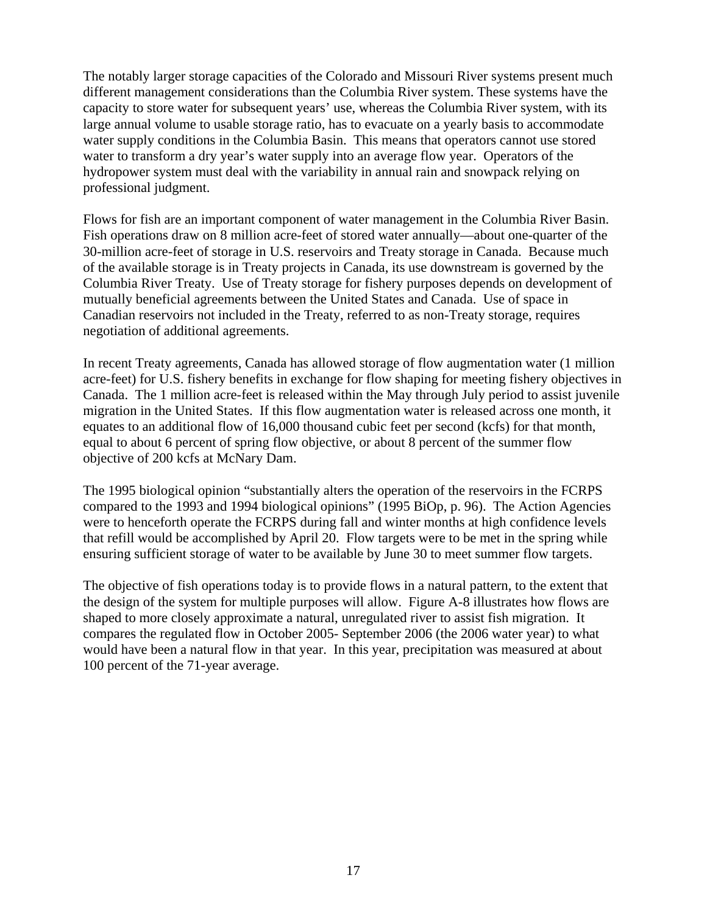The notably larger storage capacities of the Colorado and Missouri River systems present much different management considerations than the Columbia River system. These systems have the capacity to store water for subsequent years' use, whereas the Columbia River system, with its large annual volume to usable storage ratio, has to evacuate on a yearly basis to accommodate water supply conditions in the Columbia Basin. This means that operators cannot use stored water to transform a dry year's water supply into an average flow year. Operators of the hydropower system must deal with the variability in annual rain and snowpack relying on professional judgment.

Flows for fish are an important component of water management in the Columbia River Basin. Fish operations draw on 8 million acre-feet of stored water annually—about one-quarter of the 30-million acre-feet of storage in U.S. reservoirs and Treaty storage in Canada. Because much of the available storage is in Treaty projects in Canada, its use downstream is governed by the Columbia River Treaty. Use of Treaty storage for fishery purposes depends on development of mutually beneficial agreements between the United States and Canada. Use of space in Canadian reservoirs not included in the Treaty, referred to as non-Treaty storage, requires negotiation of additional agreements.

In recent Treaty agreements, Canada has allowed storage of flow augmentation water (1 million acre-feet) for U.S. fishery benefits in exchange for flow shaping for meeting fishery objectives in Canada. The 1 million acre-feet is released within the May through July period to assist juvenile migration in the United States. If this flow augmentation water is released across one month, it equates to an additional flow of 16,000 thousand cubic feet per second (kcfs) for that month, equal to about 6 percent of spring flow objective, or about 8 percent of the summer flow objective of 200 kcfs at McNary Dam.

The 1995 biological opinion "substantially alters the operation of the reservoirs in the FCRPS compared to the 1993 and 1994 biological opinions" (1995 BiOp, p. 96). The Action Agencies were to henceforth operate the FCRPS during fall and winter months at high confidence levels that refill would be accomplished by April 20. Flow targets were to be met in the spring while ensuring sufficient storage of water to be available by June 30 to meet summer flow targets.

The objective of fish operations today is to provide flows in a natural pattern, to the extent that the design of the system for multiple purposes will allow. Figure A-8 illustrates how flows are shaped to more closely approximate a natural, unregulated river to assist fish migration. It compares the regulated flow in October 2005- September 2006 (the 2006 water year) to what would have been a natural flow in that year. In this year, precipitation was measured at about 100 percent of the 71-year average.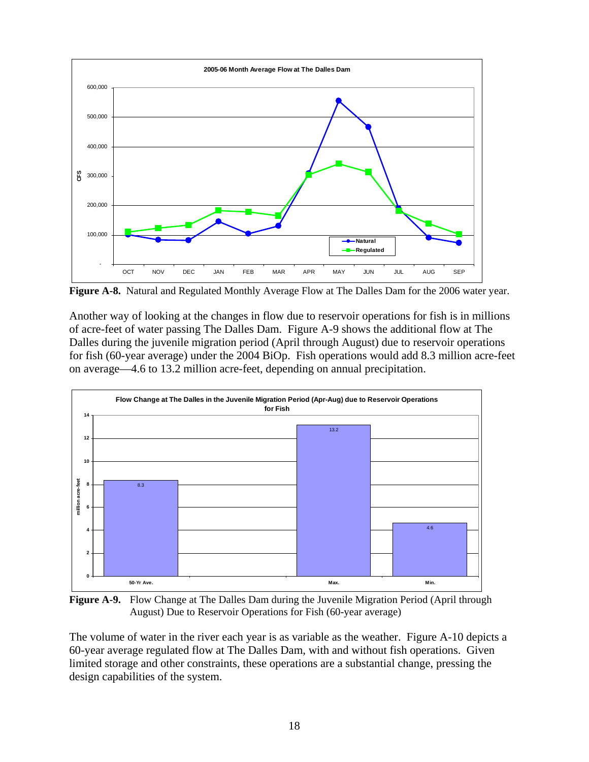**Figure A-8.** Natural and Regulated Monthly Average Flow at The Dalles Dam for the 2006 water year.

Another way of looking at the changes in flow due to reservoir operations for fish is in millions of acre-feet of water passing The Dalles Dam. Figure A-9 shows the additional flow at The Dalles during the juvenile migration period (April through August) due to reservoir operations for fish (60-year average) under the 2004 BiOp. Fish operations would add 8.3 million acre-feet on average—4.6 to 13.2 million acre-feet, depending on annual precipitation.

**Figure A-9.** Flow Change at The Dalles Dam during the Juvenile Migration Period (April through August) Due to Reservoir Operations for Fish (60-year average)

The volume of water in the river each year is as variable as the weather. Figure A-10 depicts a 60-year average regulated flow at The Dalles Dam, with and without fish operations. Given limited storage and other constraints, these operations are a substantial change, pressing the design capabilities of the system.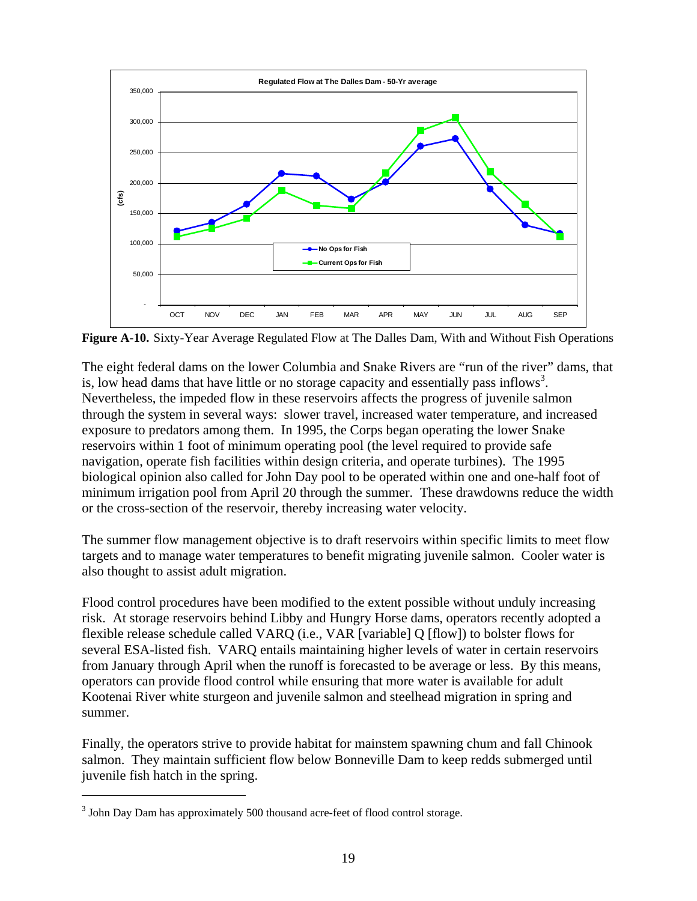**Figure A-10.** Sixty-Year Average Regulated Flow at The Dalles Dam, With and Without Fish Operations

The eight federal dams on the lower Columbia and Snake Rivers are "run of the river" dams, that is, low head dams that have little or no storage capacity and essentially pass inflows[3]. Nevertheless, the impeded flow in these reservoirs affects the progress of juvenile salmon through the system in several ways: slower travel, increased water temperature, and increased exposure to predators among them. In 1995, the Corps began operating the lower Snake reservoirs within 1 foot of minimum operating pool (the level required to provide safe navigation, operate fish facilities within design criteria, and operate turbines). The 1995 biological opinion also called for John Day pool to be operated within one and one-half foot of minimum irrigation pool from April 20 through the summer. These drawdowns reduce the width or the cross-section of the reservoir, thereby increasing water velocity.

The summer flow management objective is to draft reservoirs within specific limits to meet flow targets and to manage water temperatures to benefit migrating juvenile salmon. Cooler water is also thought to assist adult migration.

Flood control procedures have been modified to the extent possible without unduly increasing risk. At storage reservoirs behind Libby and Hungry Horse dams, operators recently adopted a flexible release schedule called VARQ (i.e., VAR [variable] Q [flow]) to bolster flows for several ESA-listed fish. VARQ entails maintaining higher levels of water in certain reservoirs from January through April when the runoff is forecasted to be average or less. By this means, operators can provide flood control while ensuring that more water is available for adult Kootenai River white sturgeon and juvenile salmon and steelhead migration in spring and summer.

Finally, the operators strive to provide habitat for mainstem spawning chum and fall Chinook salmon. They maintain sufficient flow below Bonneville Dam to keep redds submerged until juvenile fish hatch in the spring.

---

[3] John Day Dam has approximately 500 thousand acre-feet of flood control storage.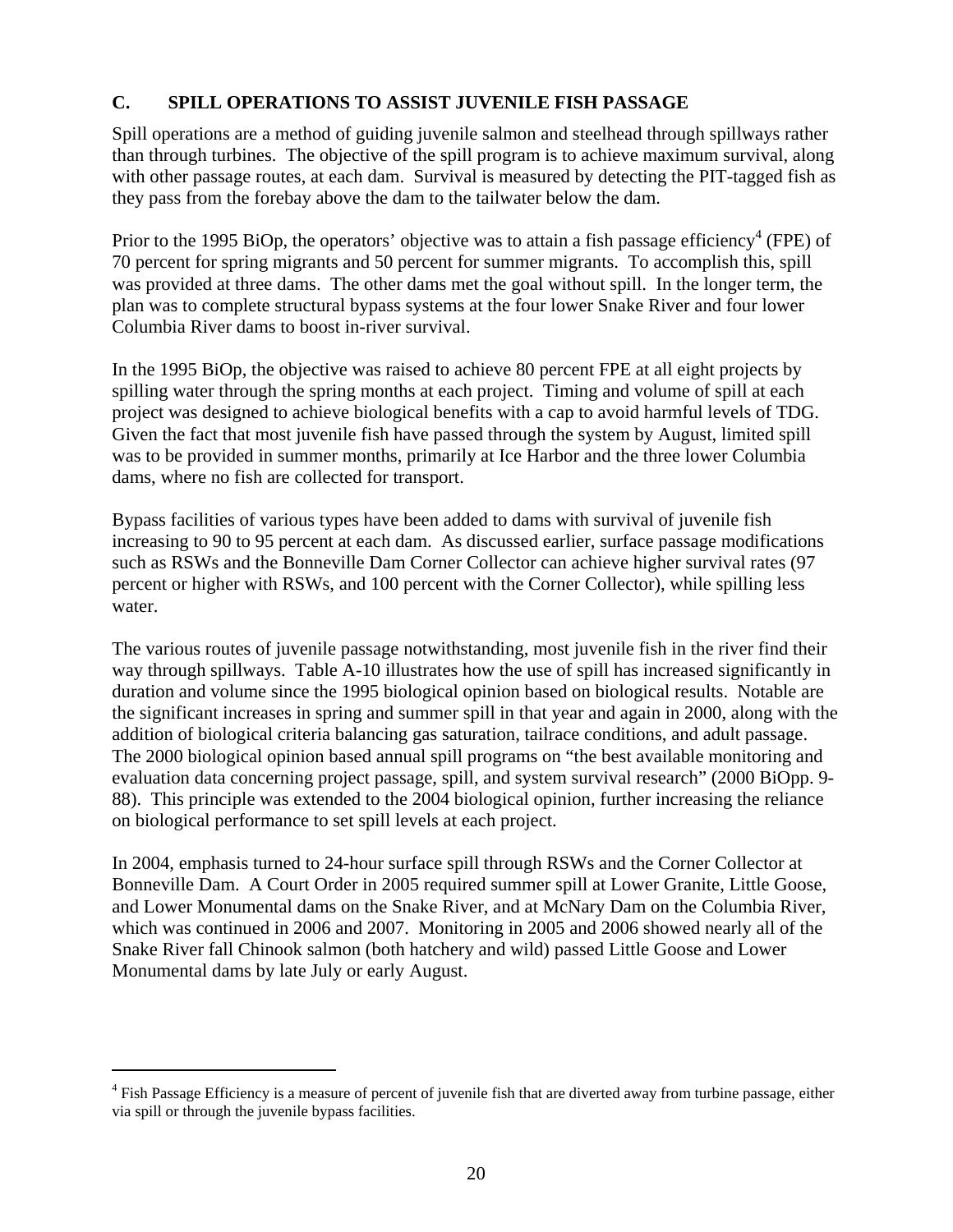### C. SPILL OPERATIONS TO ASSIST JUVENILE FISH PASSAGE

Spill operations are a method of guiding juvenile salmon and steelhead through spillways rather than through turbines. The objective of the spill program is to achieve maximum survival, along with other passage routes, at each dam. Survival is measured by detecting the PIT-tagged fish as they pass from the forebay above the dam to the tailwater below the dam.

Prior to the 1995 BiOp, the operators' objective was to attain a fish passage efficiency[4] (FPE) of 70 percent for spring migrants and 50 percent for summer migrants. To accomplish this, spill was provided at three dams. The other dams met the goal without spill. In the longer term, the plan was to complete structural bypass systems at the four lower Snake River and four lower Columbia River dams to boost in-river survival.

In the 1995 BiOp, the objective was raised to achieve 80 percent FPE at all eight projects by spilling water through the spring months at each project. Timing and volume of spill at each project was designed to achieve biological benefits with a cap to avoid harmful levels of TDG. Given the fact that most juvenile fish have passed through the system by August, limited spill was to be provided in summer months, primarily at Ice Harbor and the three lower Columbia dams, where no fish are collected for transport.

Bypass facilities of various types have been added to dams with survival of juvenile fish increasing to 90 to 95 percent at each dam. As discussed earlier, surface passage modifications such as RSWs and the Bonneville Dam Corner Collector can achieve higher survival rates (97 percent or higher with RSWs, and 100 percent with the Corner Collector), while spilling less water.

The various routes of juvenile passage notwithstanding, most juvenile fish in the river find their way through spillways. Table A-10 illustrates how the use of spill has increased significantly in duration and volume since the 1995 biological opinion based on biological results. Notable are the significant increases in spring and summer spill in that year and again in 2000, along with the addition of biological criteria balancing gas saturation, tailrace conditions, and adult passage. The 2000 biological opinion based annual spill programs on "the best available monitoring and evaluation data concerning project passage, spill, and system survival research" (2000 BiOpp. 9-88). This principle was extended to the 2004 biological opinion, further increasing the reliance on biological performance to set spill levels at each project.

In 2004, emphasis turned to 24-hour surface spill through RSWs and the Corner Collector at Bonneville Dam. A Court Order in 2005 required summer spill at Lower Granite, Little Goose, and Lower Monumental dams on the Snake River, and at McNary Dam on the Columbia River, which was continued in 2006 and 2007. Monitoring in 2005 and 2006 showed nearly all of the Snake River fall Chinook salmon (both hatchery and wild) passed Little Goose and Lower Monumental dams by late July or early August.

---

[4] Fish Passage Efficiency is a measure of percent of juvenile fish that are diverted away from turbine passage, either via spill or through the juvenile bypass facilities.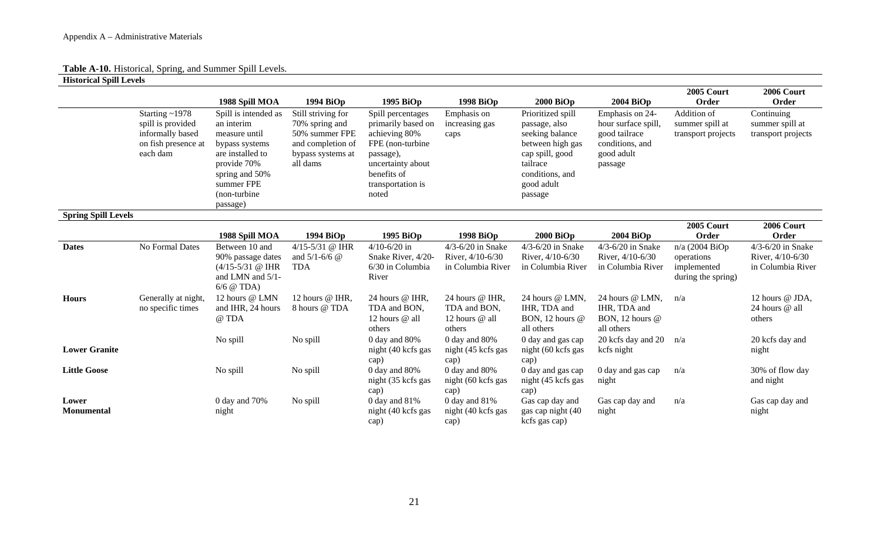**Table A-10.** Historical, Spring, and Summer Spill Levels.

| **Historical Spill Levels** | | | | | | | | | |
|---|---|---|---|---|---|---|---|---|---|
| | | **1988 Spill MOA** | **1994 BiOp** | **1995 BiOp** | **1998 BiOp** | **2000 BiOp** | **2004 BiOp** | **2005 Court Order** | **2006 Court Order** |
| | Starting ~1978 spill is provided informally based on fish presence at each dam | Spill is intended as an interim measure until bypass systems are installed to provide 70% spring and 50% summer FPE (non-turbine passage) | Still striving for 70% spring and 50% summer FPE and completion of bypass systems at all dams | Spill percentages primarily based on achieving 80% FPE (non-turbine passage), uncertainty about benefits of transportation is noted | Emphasis on increasing gas caps | Prioritized spill passage, also seeking balance between high gas cap spill, good tailrace conditions, and good adult passage | Emphasis on 24-hour surface spill, good tailrace conditions, and good adult passage | Addition of summer spill at transport projects | Continuing summer spill at transport projects |
| **Spring Spill Levels** | | | | | | | | | |
| | | **1988 Spill MOA** | **1994 BiOp** | **1995 BiOp** | **1998 BiOp** | **2000 BiOp** | **2004 BiOp** | **2005 Court Order** | **2006 Court Order** |
| **Dates** | No Formal Dates | Between 10 and 90% passage dates (4/15-5/31 @ IHR and LMN and 5/1-6/6 @ TDA) | 4/15-5/31 @ IHR and 5/1-6/6 @ TDA | 4/10-6/20 in Snake River, 4/20-6/30 in Columbia River | 4/3-6/20 in Snake River, 4/10-6/30 in Columbia River | 4/3-6/20 in Snake River, 4/10-6/30 in Columbia River | 4/3-6/20 in Snake River, 4/10-6/30 in Columbia River | n/a (2004 BiOp operations implemented during the spring) | 4/3-6/20 in Snake River, 4/10-6/30 in Columbia River |
| **Hours** | Generally at night, no specific times | 12 hours @ LMN and IHR, 24 hours @ TDA | 12 hours @ IHR, 8 hours @ TDA | 24 hours @ IHR, TDA and BON, 12 hours @ all others | 24 hours @ IHR, TDA and BON, 12 hours @ all others | 24 hours @ LMN, IHR, TDA and BON, 12 hours @ all others | 24 hours @ LMN, IHR, TDA and BON, 12 hours @ all others | n/a | 12 hours @ JDA, 24 hours @ all others |
| **Lower Granite** | | No spill | No spill | 0 day and 80% night (40 kcfs gas cap) | 0 day and 80% night (45 kcfs gas cap) | 0 day and gas cap night (60 kcfs gas cap) | 20 kcfs day and 20 kcfs night | n/a | 20 kcfs day and night |
| **Little Goose** | | No spill | No spill | 0 day and 80% night (35 kcfs gas cap) | 0 day and 80% night (60 kcfs gas cap) | 0 day and gas cap night (45 kcfs gas cap) | 0 day and gas cap night | n/a | 30% of flow day and night |
| **Lower Monumental** | | 0 day and 70% night | No spill | 0 day and 81% night (40 kcfs gas cap) | 0 day and 81% night (40 kcfs gas cap) | Gas cap day and gas cap night (40 kcfs gas cap) | Gas cap day and night | n/a | Gas cap day and night |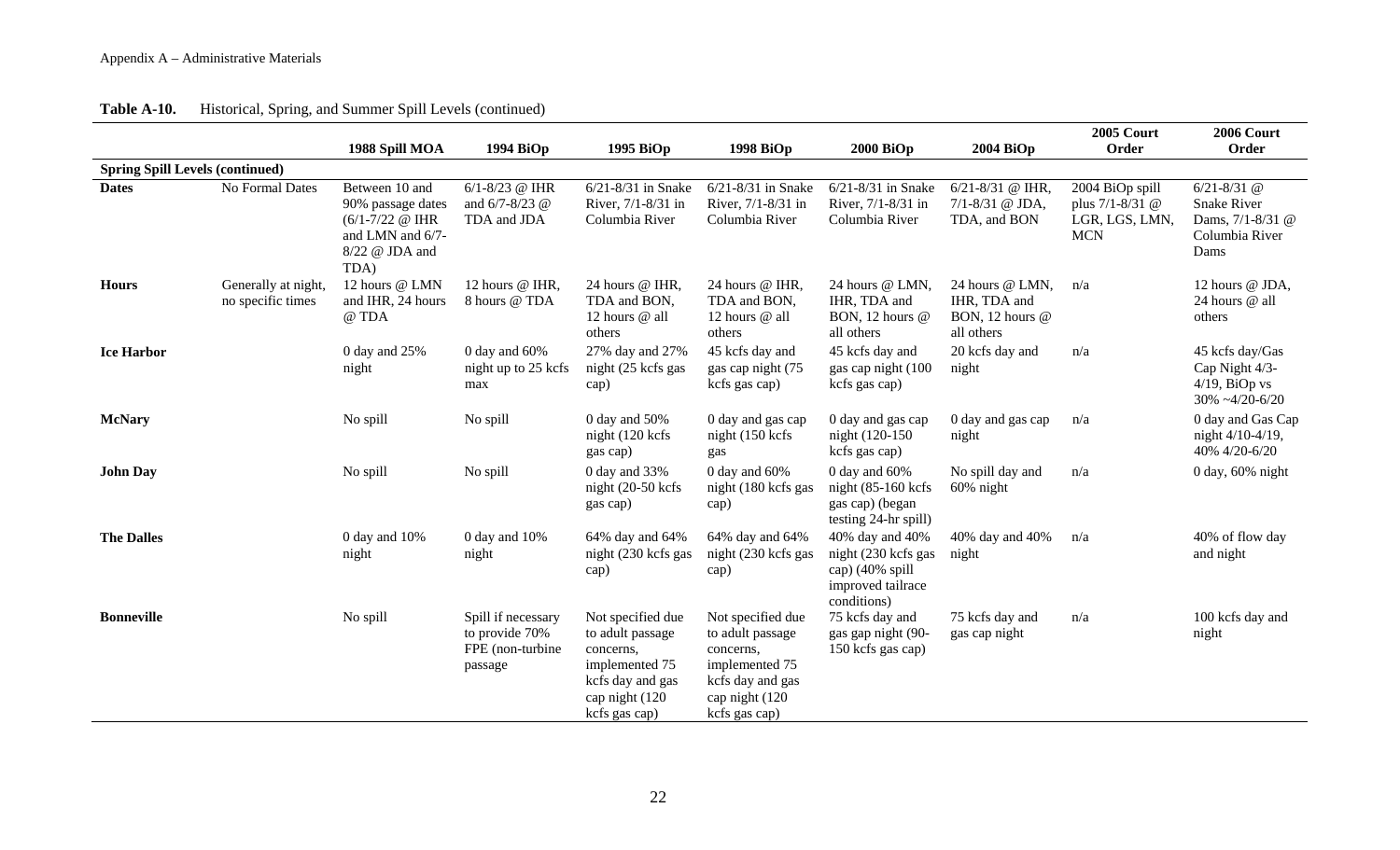**Table A-10.** Historical, Spring, and Summer Spill Levels (continued)

| | | 1988 Spill MOA | 1994 BiOp | 1995 BiOp | 1998 BiOp | 2000 BiOp | 2004 BiOp | 2005 Court Order | 2006 Court Order |
|---|---|---|---|---|---|---|---|---|---|
| **Spring Spill Levels (continued)** | | | | | | | | | |
| **Dates** | No Formal Dates | Between 10 and 90% passage dates (6/1-7/22 @ IHR and LMN and 6/7-8/22 @ JDA and TDA) | 6/1-8/23 @ IHR and 6/7-8/23 @ TDA and JDA | 6/21-8/31 in Snake River, 7/1-8/31 in Columbia River | 6/21-8/31 in Snake River, 7/1-8/31 in Columbia River | 6/21-8/31 in Snake River, 7/1-8/31 in Columbia River | 6/21-8/31 @ IHR, 7/1-8/31 @ JDA, TDA, and BON | 2004 BiOp spill plus 7/1-8/31 @ LGR, LGS, LMN, MCN | 6/21-8/31 @ Snake River Dams, 7/1-8/31 @ Columbia River Dams |
| **Hours** | Generally at night, no specific times | 12 hours @ LMN and IHR, 24 hours @ TDA | 12 hours @ IHR, 8 hours @ TDA | 24 hours @ IHR, TDA and BON, 12 hours @ all others | 24 hours @ IHR, TDA and BON, 12 hours @ all others | 24 hours @ LMN, IHR, TDA and BON, 12 hours @ all others | 24 hours @ LMN, IHR, TDA and BON, 12 hours @ all others | n/a | 12 hours @ JDA, 24 hours @ all others |
| **Ice Harbor** | | 0 day and 25% night | 0 day and 60% night up to 25 kcfs max | 27% day and 27% night (25 kcfs gas cap) | 45 kcfs day and gas cap night (75 kcfs gas cap) | 45 kcfs day and gas cap night (100 kcfs gas cap) | 20 kcfs day and night | n/a | 45 kcfs day/Gas Cap Night 4/3-4/19, BiOp vs 30% ~4/20-6/20 |
| **McNary** | | No spill | No spill | 0 day and 50% night (120 kcfs gas cap) | 0 day and gas cap night (150 kcfs gas | 0 day and gas cap night (120-150 kcfs gas cap) | 0 day and gas cap night | n/a | 0 day and Gas Cap night 4/10-4/19, 40% 4/20-6/20 |
| **John Day** | | No spill | No spill | 0 day and 33% night (20-50 kcfs gas cap) | 0 day and 60% night (180 kcfs gas cap) | 0 day and 60% night (85-160 kcfs gas cap) (began testing 24-hr spill) | No spill day and 60% night | n/a | 0 day, 60% night |
| **The Dalles** | | 0 day and 10% night | 0 day and 10% night | 64% day and 64% night (230 kcfs gas cap) | 64% day and 64% night (230 kcfs gas cap) | 40% day and 40% night (230 kcfs gas cap) (40% spill improved tailrace conditions) | 40% day and 40% night | n/a | 40% of flow day and night |
| **Bonneville** | | No spill | Spill if necessary to provide 70% FPE (non-turbine passage | Not specified due to adult passage concerns, implemented 75 kcfs day and gas cap night (120 kcfs gas cap) | Not specified due to adult passage concerns, implemented 75 kcfs day and gas cap night (120 kcfs gas cap) | 75 kcfs day and gas gap night (90-150 kcfs gas cap) | 75 kcfs day and gas cap night | n/a | 100 kcfs day and night |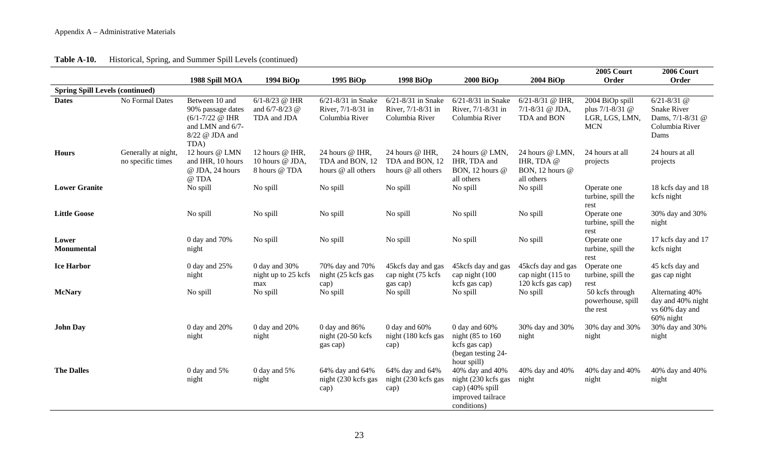**Table A-10.** Historical, Spring, and Summer Spill Levels (continued)

| | | 1988 Spill MOA | 1994 BiOp | 1995 BiOp | 1998 BiOp | 2000 BiOp | 2004 BiOp | 2005 Court Order | 2006 Court Order |
|---|---|---|---|---|---|---|---|---|---|
| **Spring Spill Levels (continued)** | | | | | | | | | |
| **Dates** | No Formal Dates | Between 10 and 90% passage dates (6/1-7/22 @ IHR and LMN and 6/7-8/22 @ JDA and TDA) | 6/1-8/23 @ IHR and 6/7-8/23 @ TDA and JDA | 6/21-8/31 in Snake River, 7/1-8/31 in Columbia River | 6/21-8/31 in Snake River, 7/1-8/31 in Columbia River | 6/21-8/31 in Snake River, 7/1-8/31 in Columbia River | 6/21-8/31 @ IHR, 7/1-8/31 @ JDA, TDA and BON | 2004 BiOp spill plus 7/1-8/31 @ LGR, LGS, LMN, MCN | 6/21-8/31 @ Snake River Dams, 7/1-8/31 @ Columbia River Dams |
| **Hours** | Generally at night, no specific times | 12 hours @ LMN and IHR, 10 hours @ JDA, 24 hours @ TDA | 12 hours @ IHR, 10 hours @ JDA, 8 hours @ TDA | 24 hours @ IHR, TDA and BON, 12 hours @ all others | 24 hours @ IHR, TDA and BON, 12 hours @ all others | 24 hours @ LMN, IHR, TDA and BON, 12 hours @ all others | 24 hours @ LMN, IHR, TDA @ BON, 12 hours @ all others | 24 hours at all projects | 24 hours at all projects |
| **Lower Granite** | | No spill | No spill | No spill | No spill | No spill | No spill | Operate one turbine, spill the rest | 18 kcfs day and 18 kcfs night |
| **Little Goose** | | No spill | No spill | No spill | No spill | No spill | No spill | Operate one turbine, spill the rest | 30% day and 30% night |
| **Lower Monumental** | | 0 day and 70% night | No spill | No spill | No spill | No spill | No spill | Operate one turbine, spill the rest | 17 kcfs day and 17 kcfs night |
| **Ice Harbor** | | 0 day and 25% night | 0 day and 30% night up to 25 kcfs max | 70% day and 70% night (25 kcfs gas cap) | 45kcfs day and gas cap night (75 kcfs gas cap) | 45kcfs day and gas cap night (100 kcfs gas cap) | 45kcfs day and gas cap night (115 to 120 kcfs gas cap) | Operate one turbine, spill the rest | 45 kcfs day and gas cap night |
| **McNary** | | No spill | No spill | No spill | No spill | No spill | No spill | 50 kcfs through powerhouse, spill the rest | Alternating 40% day and 40% night vs 60% day and 60% night |
| **John Day** | | 0 day and 20% night | 0 day and 20% night | 0 day and 86% night (20-50 kcfs gas cap) | 0 day and 60% night (180 kcfs gas cap) | 0 day and 60% night (85 to 160 kcfs gas cap) (began testing 24-hour spill) | 30% day and 30% night | 30% day and 30% night | 30% day and 30% night |
| **The Dalles** | | 0 day and 5% night | 0 day and 5% night | 64% day and 64% night (230 kcfs gas cap) | 64% day and 64% night (230 kcfs gas cap) | 40% day and 40% night (230 kcfs gas cap) (40% spill improved tailrace conditions) | 40% day and 40% night | 40% day and 40% night | 40% day and 40% night |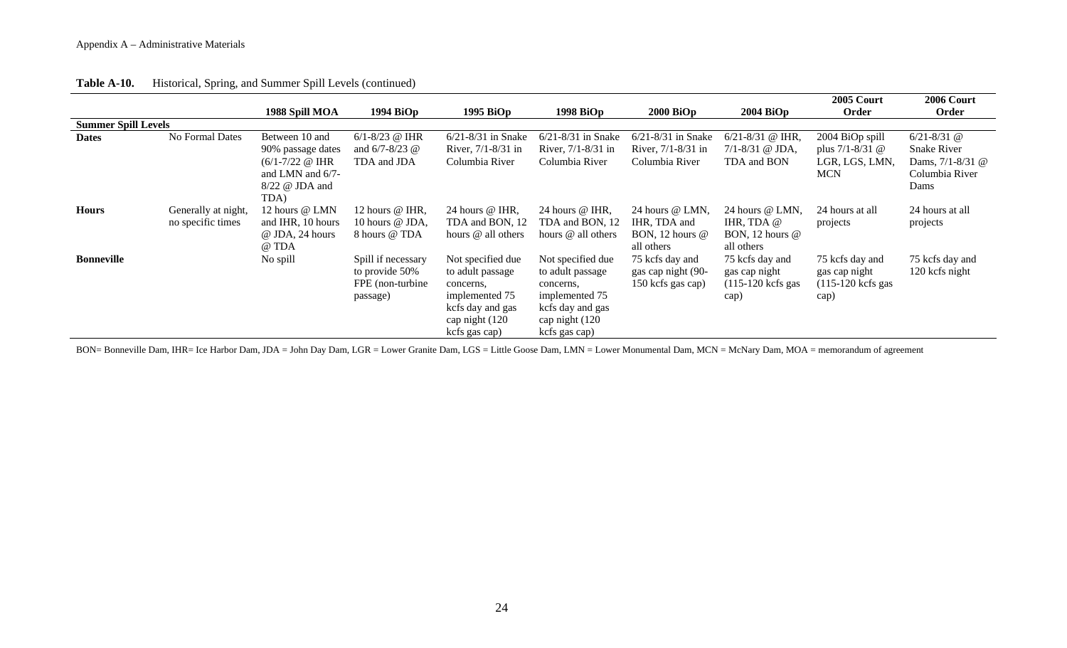**Table A-10.** Historical, Spring, and Summer Spill Levels (continued)

| | | 1988 Spill MOA | 1994 BiOp | 1995 BiOp | 1998 BiOp | 2000 BiOp | 2004 BiOp | 2005 Court Order | 2006 Court Order |
|---|---|---|---|---|---|---|---|---|---|
| **Summer Spill Levels** | | | | | | | | | |
| **Dates** | No Formal Dates | Between 10 and 90% passage dates (6/1-7/22 @ IHR and LMN and 6/7-8/22 @ JDA and TDA) | 6/1-8/23 @ IHR and 6/7-8/23 @ TDA and JDA | 6/21-8/31 in Snake River, 7/1-8/31 in Columbia River | 6/21-8/31 in Snake River, 7/1-8/31 in Columbia River | 6/21-8/31 in Snake River, 7/1-8/31 in Columbia River | 6/21-8/31 @ IHR, 7/1-8/31 @ JDA, TDA and BON | 2004 BiOp spill plus 7/1-8/31 @ LGR, LGS, LMN, MCN | 6/21-8/31 @ Snake River Dams, 7/1-8/31 @ Columbia River Dams |
| **Hours** | Generally at night, no specific times | 12 hours @ LMN and IHR, 10 hours @ JDA, 24 hours @ TDA | 12 hours @ IHR, 10 hours @ JDA, 8 hours @ TDA | 24 hours @ IHR, TDA and BON, 12 hours @ all others | 24 hours @ IHR, TDA and BON, 12 hours @ all others | 24 hours @ LMN, IHR, TDA and BON, 12 hours @ all others | 24 hours @ LMN, IHR, TDA @ BON, 12 hours @ all others | 24 hours at all projects | 24 hours at all projects |
| **Bonneville** | | No spill | Spill if necessary to provide 50% FPE (non-turbine passage) | Not specified due to adult passage concerns, implemented 75 kcfs day and gas cap night (120 kcfs gas cap) | Not specified due to adult passage concerns, implemented 75 kcfs day and gas cap night (120 kcfs gas cap) | 75 kcfs day and gas cap night (90-150 kcfs gas cap) | 75 kcfs day and gas cap night (115-120 kcfs gas cap) | 75 kcfs day and gas cap night (115-120 kcfs gas cap) | 75 kcfs day and 120 kcfs night |

BON= Bonneville Dam, IHR= Ice Harbor Dam, JDA = John Day Dam, LGR = Lower Granite Dam, LGS = Little Goose Dam, LMN = Lower Monumental Dam, MCN = McNary Dam, MOA = memorandum of agreement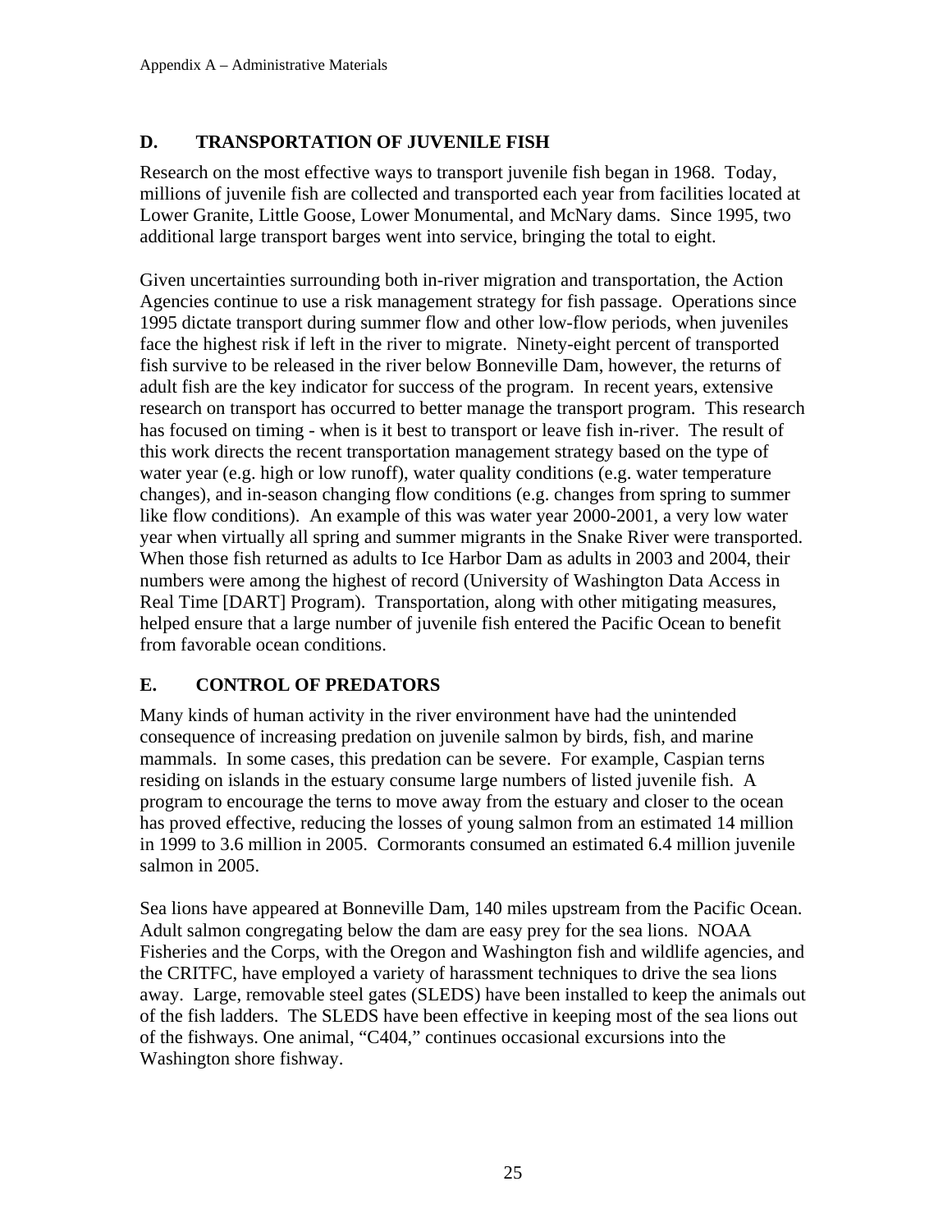## D. TRANSPORTATION OF JUVENILE FISH

Research on the most effective ways to transport juvenile fish began in 1968. Today, millions of juvenile fish are collected and transported each year from facilities located at Lower Granite, Little Goose, Lower Monumental, and McNary dams. Since 1995, two additional large transport barges went into service, bringing the total to eight.

Given uncertainties surrounding both in-river migration and transportation, the Action Agencies continue to use a risk management strategy for fish passage. Operations since 1995 dictate transport during summer flow and other low-flow periods, when juveniles face the highest risk if left in the river to migrate. Ninety-eight percent of transported fish survive to be released in the river below Bonneville Dam, however, the returns of adult fish are the key indicator for success of the program. In recent years, extensive research on transport has occurred to better manage the transport program. This research has focused on timing - when is it best to transport or leave fish in-river. The result of this work directs the recent transportation management strategy based on the type of water year (e.g. high or low runoff), water quality conditions (e.g. water temperature changes), and in-season changing flow conditions (e.g. changes from spring to summer like flow conditions). An example of this was water year 2000-2001, a very low water year when virtually all spring and summer migrants in the Snake River were transported. When those fish returned as adults to Ice Harbor Dam as adults in 2003 and 2004, their numbers were among the highest of record (University of Washington Data Access in Real Time [DART] Program). Transportation, along with other mitigating measures, helped ensure that a large number of juvenile fish entered the Pacific Ocean to benefit from favorable ocean conditions.

## E. CONTROL OF PREDATORS

Many kinds of human activity in the river environment have had the unintended consequence of increasing predation on juvenile salmon by birds, fish, and marine mammals. In some cases, this predation can be severe. For example, Caspian terns residing on islands in the estuary consume large numbers of listed juvenile fish. A program to encourage the terns to move away from the estuary and closer to the ocean has proved effective, reducing the losses of young salmon from an estimated 14 million in 1999 to 3.6 million in 2005. Cormorants consumed an estimated 6.4 million juvenile salmon in 2005.

Sea lions have appeared at Bonneville Dam, 140 miles upstream from the Pacific Ocean. Adult salmon congregating below the dam are easy prey for the sea lions. NOAA Fisheries and the Corps, with the Oregon and Washington fish and wildlife agencies, and the CRITFC, have employed a variety of harassment techniques to drive the sea lions away. Large, removable steel gates (SLEDS) have been installed to keep the animals out of the fish ladders. The SLEDS have been effective in keeping most of the sea lions out of the fishways. One animal, "C404," continues occasional excursions into the Washington shore fishway.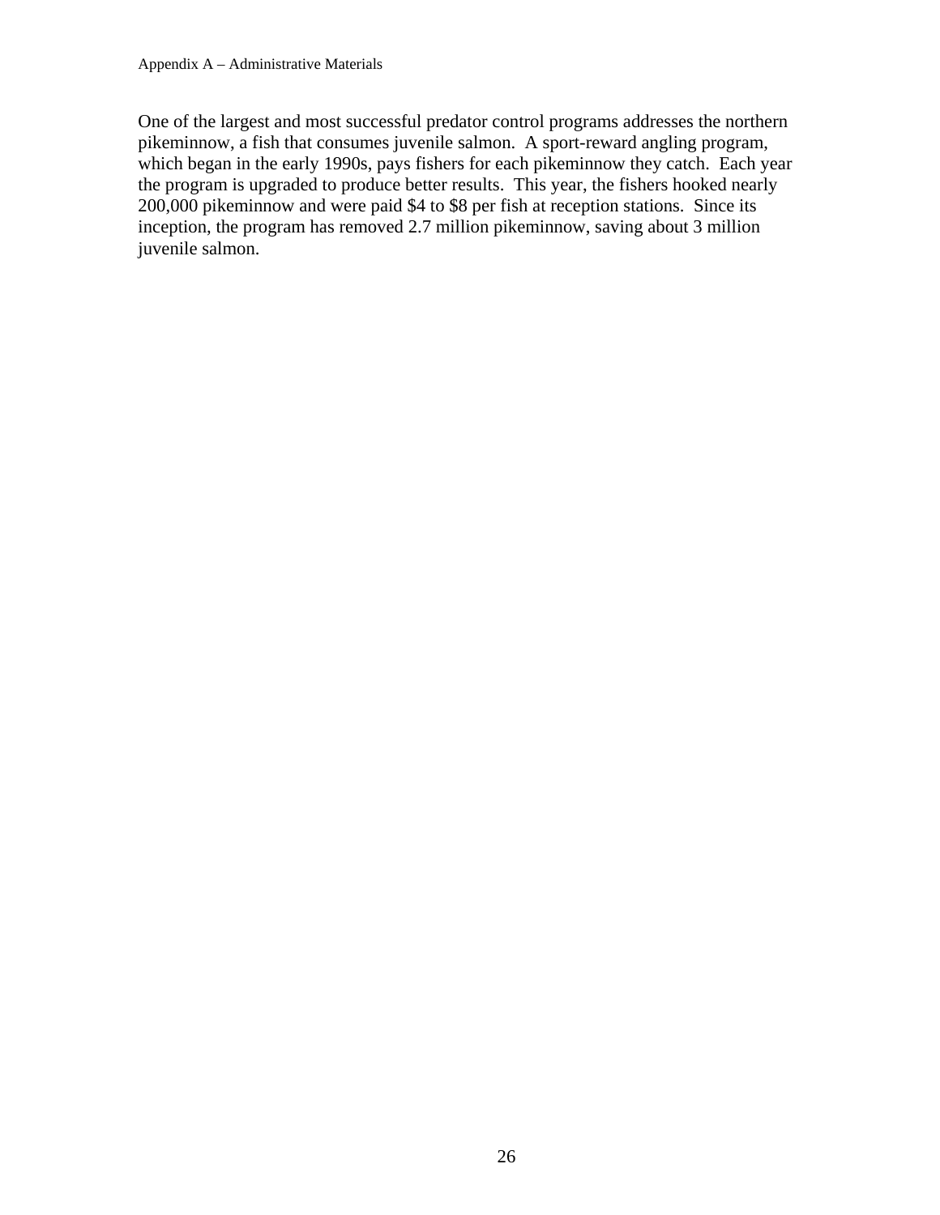One of the largest and most successful predator control programs addresses the northern pikeminnow, a fish that consumes juvenile salmon. A sport-reward angling program, which began in the early 1990s, pays fishers for each pikeminnow they catch. Each year the program is upgraded to produce better results. This year, the fishers hooked nearly 200,000 pikeminnow and were paid $4 to $8 per fish at reception stations. Since its inception, the program has removed 2.7 million pikeminnow, saving about 3 million juvenile salmon.